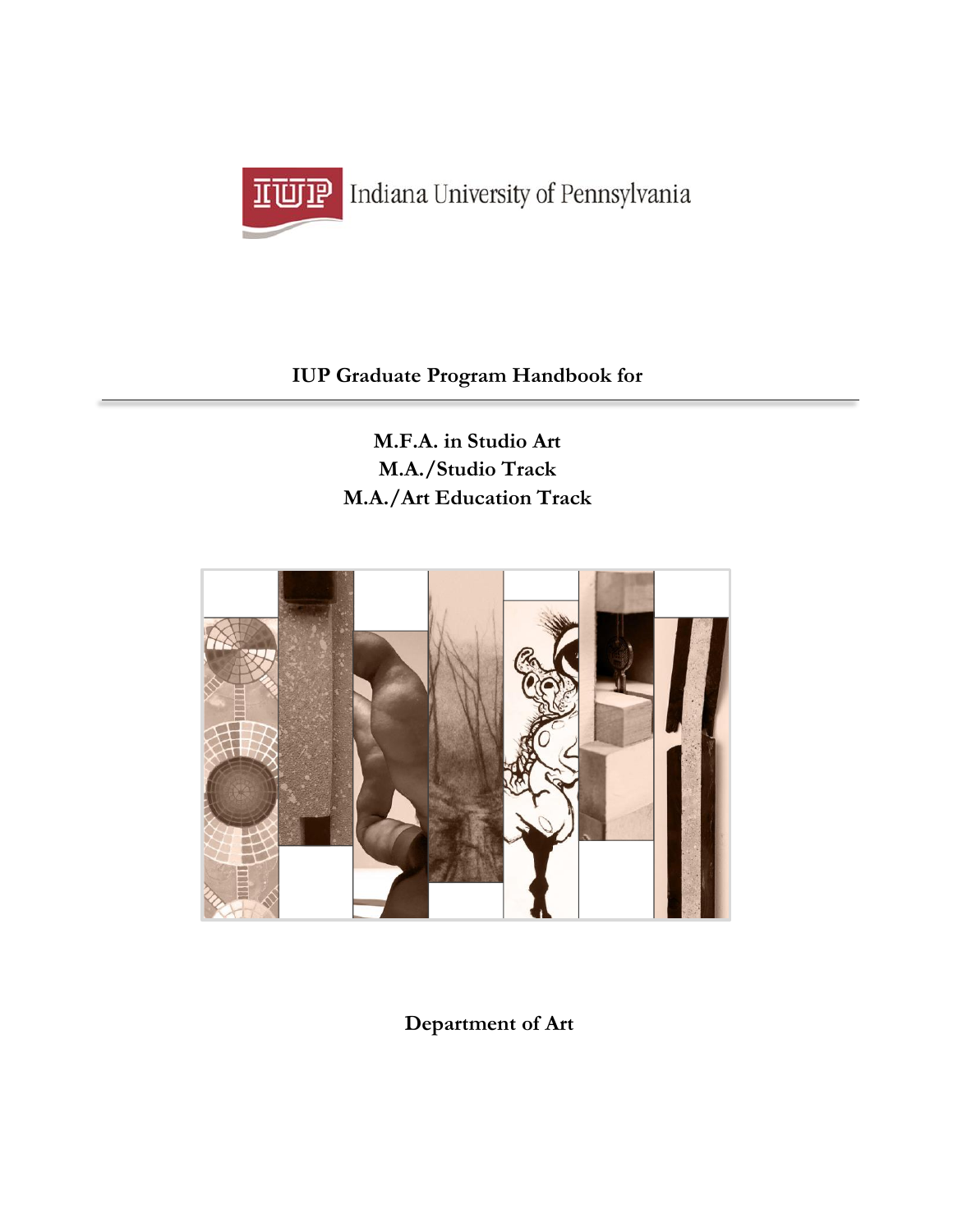Indiana University of Pennsylvania

**IUP Graduate Program Handbook for**

---

**M.F.A. in Studio Art**
**M.A./Studio Track**
**M.A./Art Education Track**

**Department of Art**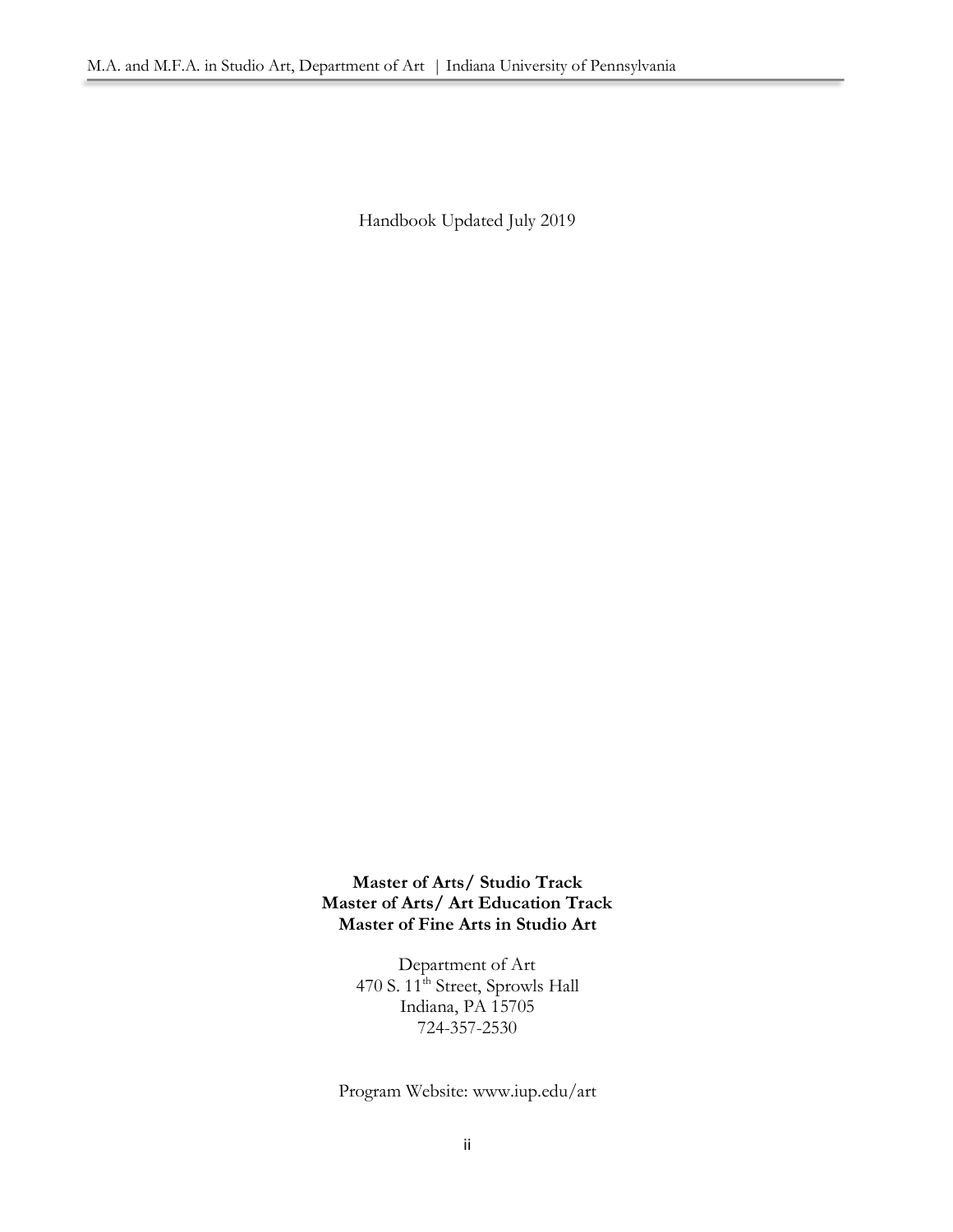Handbook Updated July 2019

**Master of Arts/ Studio Track**
**Master of Arts/ Art Education Track**
**Master of Fine Arts in Studio Art**

Department of Art
470 S. 11th Street, Sprowls Hall
Indiana, PA 15705
724-357-2530

Program Website: www.iup.edu/art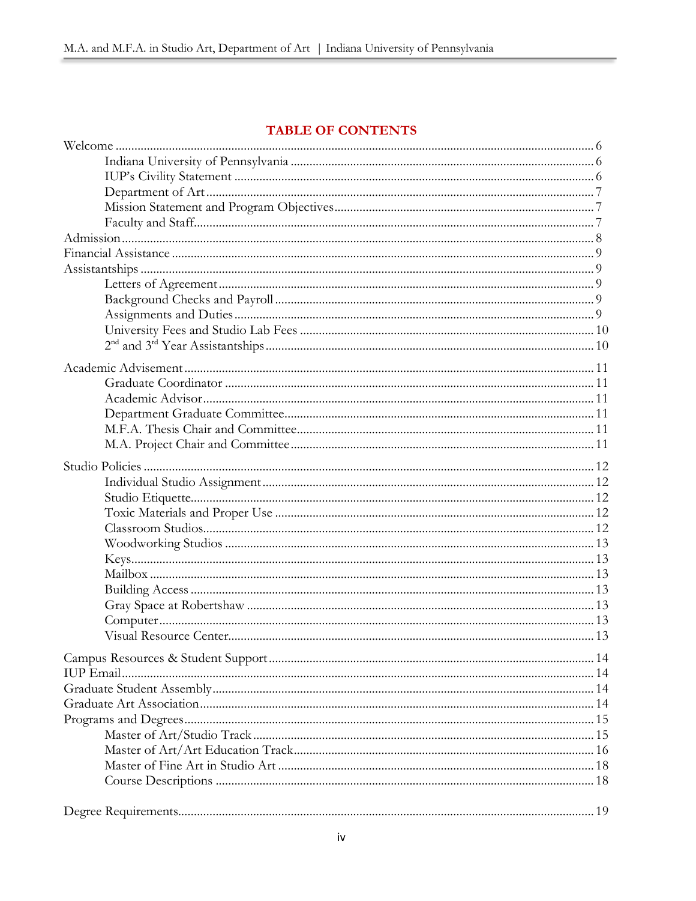# TABLE OF CONTENTS

Welcome ... 6
- Indiana University of Pennsylvania ... 6
- IUP's Civility Statement ... 6
- Department of Art ... 7
- Mission Statement and Program Objectives ... 7
- Faculty and Staff ... 7

Admission ... 8

Financial Assistance ... 9

Assistantships ... 9
- Letters of Agreement ... 9
- Background Checks and Payroll ... 9
- Assignments and Duties ... 9
- University Fees and Studio Lab Fees ... 10
- 2nd and 3rd Year Assistantships ... 10

Academic Advisement ... 11
- Graduate Coordinator ... 11
- Academic Advisor ... 11
- Department Graduate Committee ... 11
- M.F.A. Thesis Chair and Committee ... 11
- M.A. Project Chair and Committee ... 11

Studio Policies ... 12
- Individual Studio Assignment ... 12
- Studio Etiquette ... 12
- Toxic Materials and Proper Use ... 12
- Classroom Studios ... 12
- Woodworking Studios ... 13
- Keys ... 13
- Mailbox ... 13
- Building Access ... 13
- Gray Space at Robertshaw ... 13
- Computer ... 13
- Visual Resource Center ... 13

Campus Resources & Student Support ... 14

IUP Email ... 14

Graduate Student Assembly ... 14

Graduate Art Association ... 14

Programs and Degrees ... 15
- Master of Art/Studio Track ... 15
- Master of Art/Art Education Track ... 16
- Master of Fine Art in Studio Art ... 18
- Course Descriptions ... 18

Degree Requirements ... 19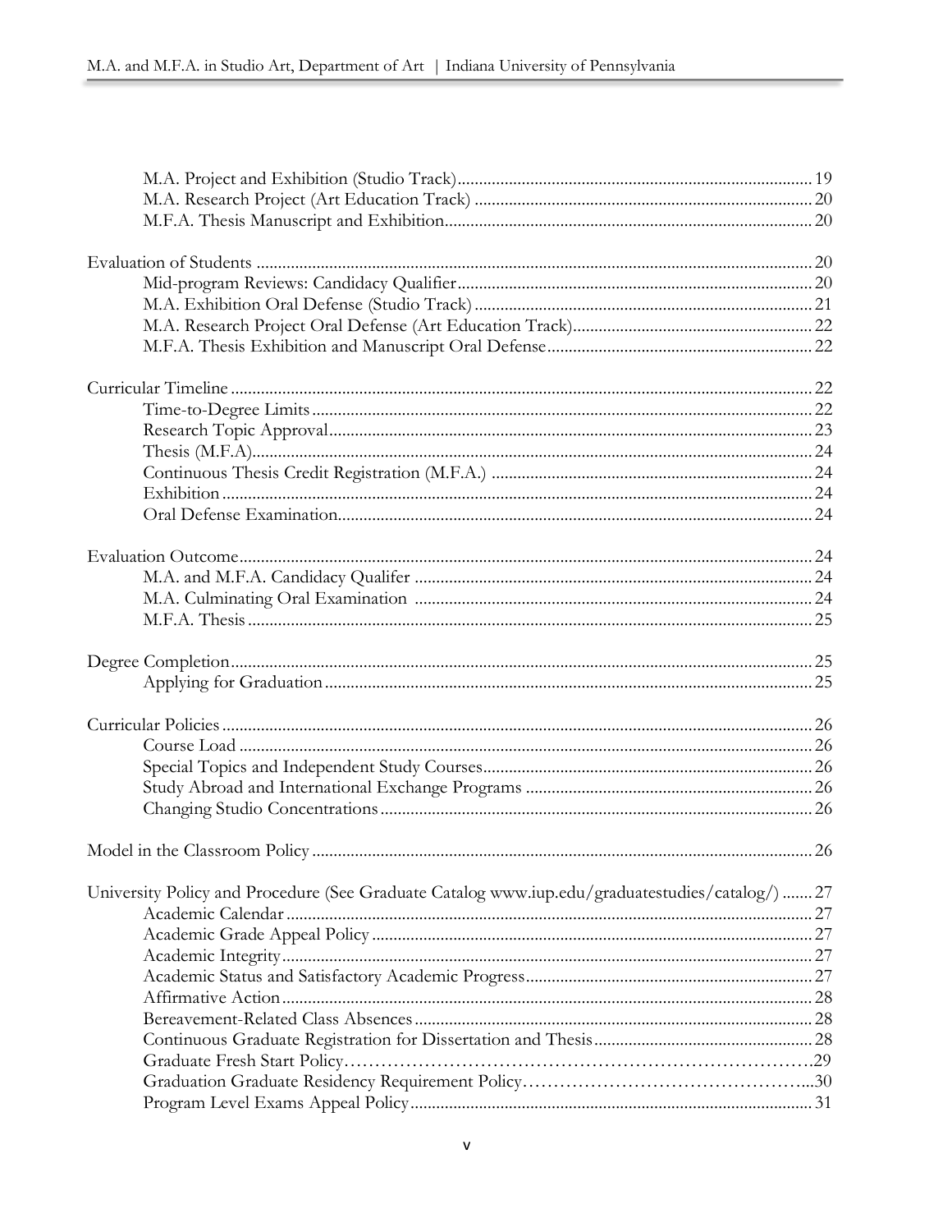- M.A. Project and Exhibition (Studio Track) ... 19
- M.A. Research Project (Art Education Track) ... 20
- M.F.A. Thesis Manuscript and Exhibition ... 20

Evaluation of Students ... 20
- Mid-program Reviews: Candidacy Qualifier ... 20
- M.A. Exhibition Oral Defense (Studio Track) ... 21
- M.A. Research Project Oral Defense (Art Education Track) ... 22
- M.F.A. Thesis Exhibition and Manuscript Oral Defense ... 22

Curricular Timeline ... 22
- Time-to-Degree Limits ... 22
- Research Topic Approval ... 23
- Thesis (M.F.A) ... 24
- Continuous Thesis Credit Registration (M.F.A.) ... 24
- Exhibition ... 24
- Oral Defense Examination ... 24

Evaluation Outcome ... 24
- M.A. and M.F.A. Candidacy Qualifer ... 24
- M.A. Culminating Oral Examination ... 24
- M.F.A. Thesis ... 25

Degree Completion ... 25
- Applying for Graduation ... 25

Curricular Policies ... 26
- Course Load ... 26
- Special Topics and Independent Study Courses ... 26
- Study Abroad and International Exchange Programs ... 26
- Changing Studio Concentrations ... 26

Model in the Classroom Policy ... 26

University Policy and Procedure (See Graduate Catalog www.iup.edu/graduatestudies/catalog/) ... 27
- Academic Calendar ... 27
- Academic Grade Appeal Policy ... 27
- Academic Integrity ... 27
- Academic Status and Satisfactory Academic Progress ... 27
- Affirmative Action ... 28
- Bereavement-Related Class Absences ... 28
- Continuous Graduate Registration for Dissertation and Thesis ... 28
- Graduate Fresh Start Policy ... 29
- Graduation Graduate Residency Requirement Policy ... 30
- Program Level Exams Appeal Policy ... 31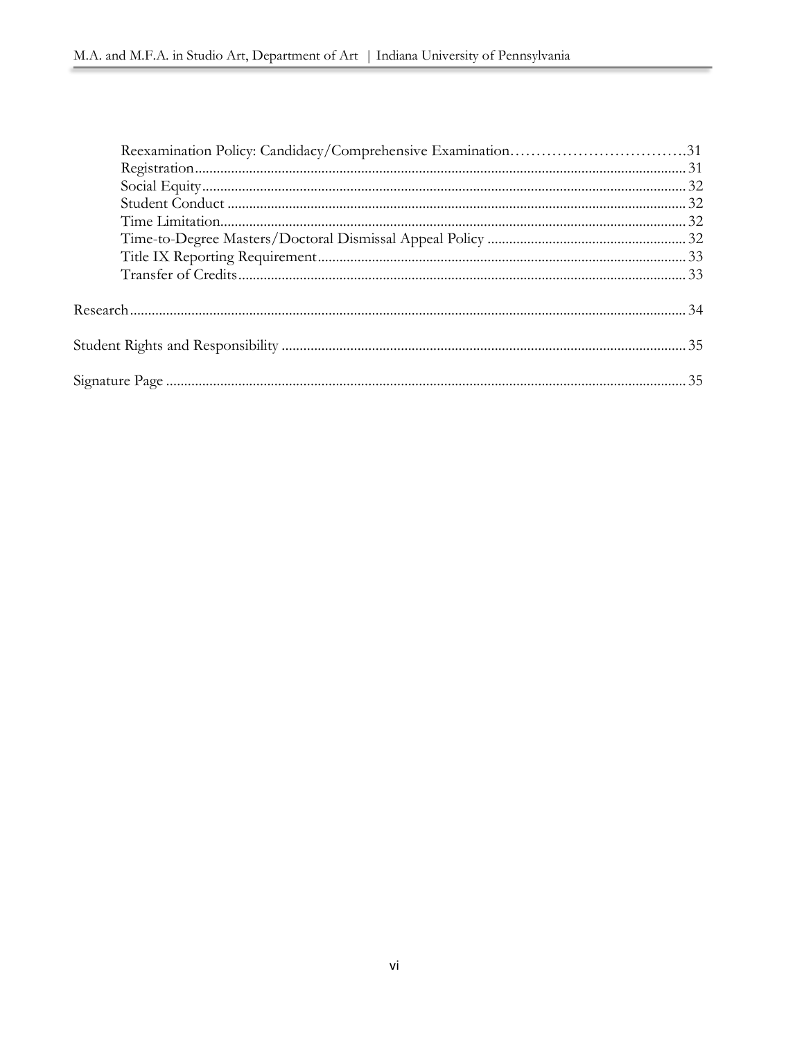Reexamination Policy: Candidacy/Comprehensive Examination……………………………31
Registration........................................................................................................................31
Social Equity.......................................................................................................................32
Student Conduct ................................................................................................................32
Time Limitation..................................................................................................................32
Time-to-Degree Masters/Doctoral Dismissal Appeal Policy .......................................................32
Title IX Reporting Requirement......................................................................................33
Transfer of Credits.............................................................................................................33

Research..............................................................................................................................34

Student Rights and Responsibility ................................................................................35

Signature Page ....................................................................................................................35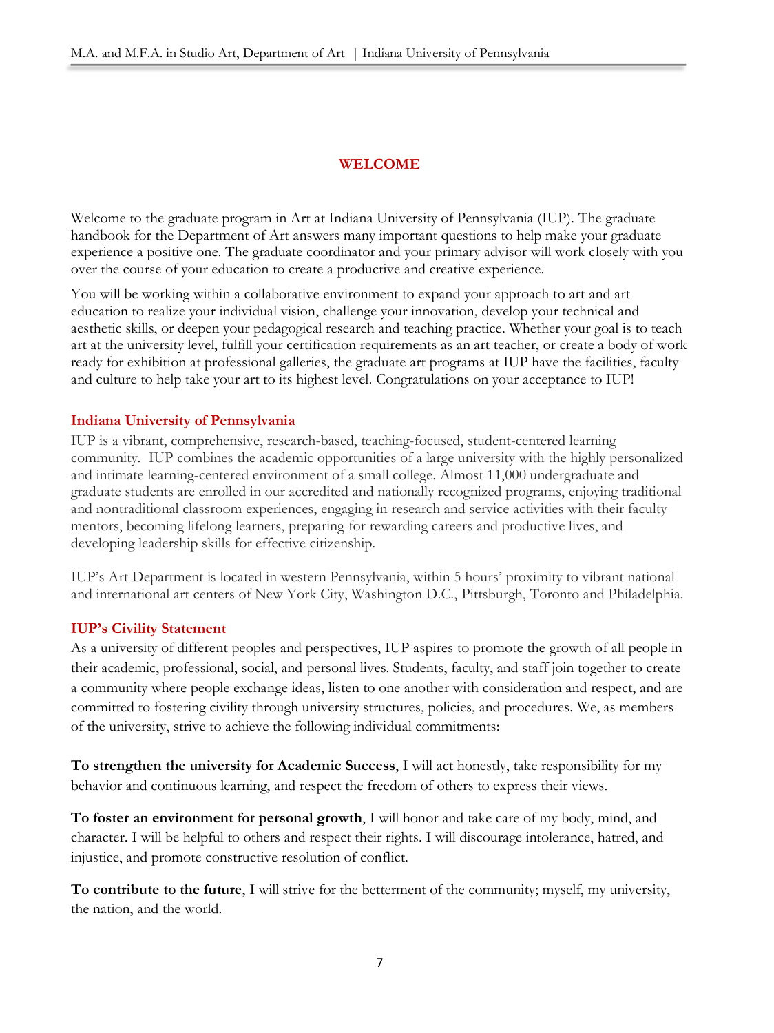# WELCOME

Welcome to the graduate program in Art at Indiana University of Pennsylvania (IUP). The graduate handbook for the Department of Art answers many important questions to help make your graduate experience a positive one. The graduate coordinator and your primary advisor will work closely with you over the course of your education to create a productive and creative experience.

You will be working within a collaborative environment to expand your approach to art and art education to realize your individual vision, challenge your innovation, develop your technical and aesthetic skills, or deepen your pedagogical research and teaching practice. Whether your goal is to teach art at the university level, fulfill your certification requirements as an art teacher, or create a body of work ready for exhibition at professional galleries, the graduate art programs at IUP have the facilities, faculty and culture to help take your art to its highest level. Congratulations on your acceptance to IUP!

## Indiana University of Pennsylvania

IUP is a vibrant, comprehensive, research-based, teaching-focused, student-centered learning community. IUP combines the academic opportunities of a large university with the highly personalized and intimate learning-centered environment of a small college. Almost 11,000 undergraduate and graduate students are enrolled in our accredited and nationally recognized programs, enjoying traditional and nontraditional classroom experiences, engaging in research and service activities with their faculty mentors, becoming lifelong learners, preparing for rewarding careers and productive lives, and developing leadership skills for effective citizenship.

IUP's Art Department is located in western Pennsylvania, within 5 hours' proximity to vibrant national and international art centers of New York City, Washington D.C., Pittsburgh, Toronto and Philadelphia.

## IUP's Civility Statement

As a university of different peoples and perspectives, IUP aspires to promote the growth of all people in their academic, professional, social, and personal lives. Students, faculty, and staff join together to create a community where people exchange ideas, listen to one another with consideration and respect, and are committed to fostering civility through university structures, policies, and procedures. We, as members of the university, strive to achieve the following individual commitments:

**To strengthen the university for Academic Success**, I will act honestly, take responsibility for my behavior and continuous learning, and respect the freedom of others to express their views.

**To foster an environment for personal growth**, I will honor and take care of my body, mind, and character. I will be helpful to others and respect their rights. I will discourage intolerance, hatred, and injustice, and promote constructive resolution of conflict.

**To contribute to the future**, I will strive for the betterment of the community; myself, my university, the nation, and the world.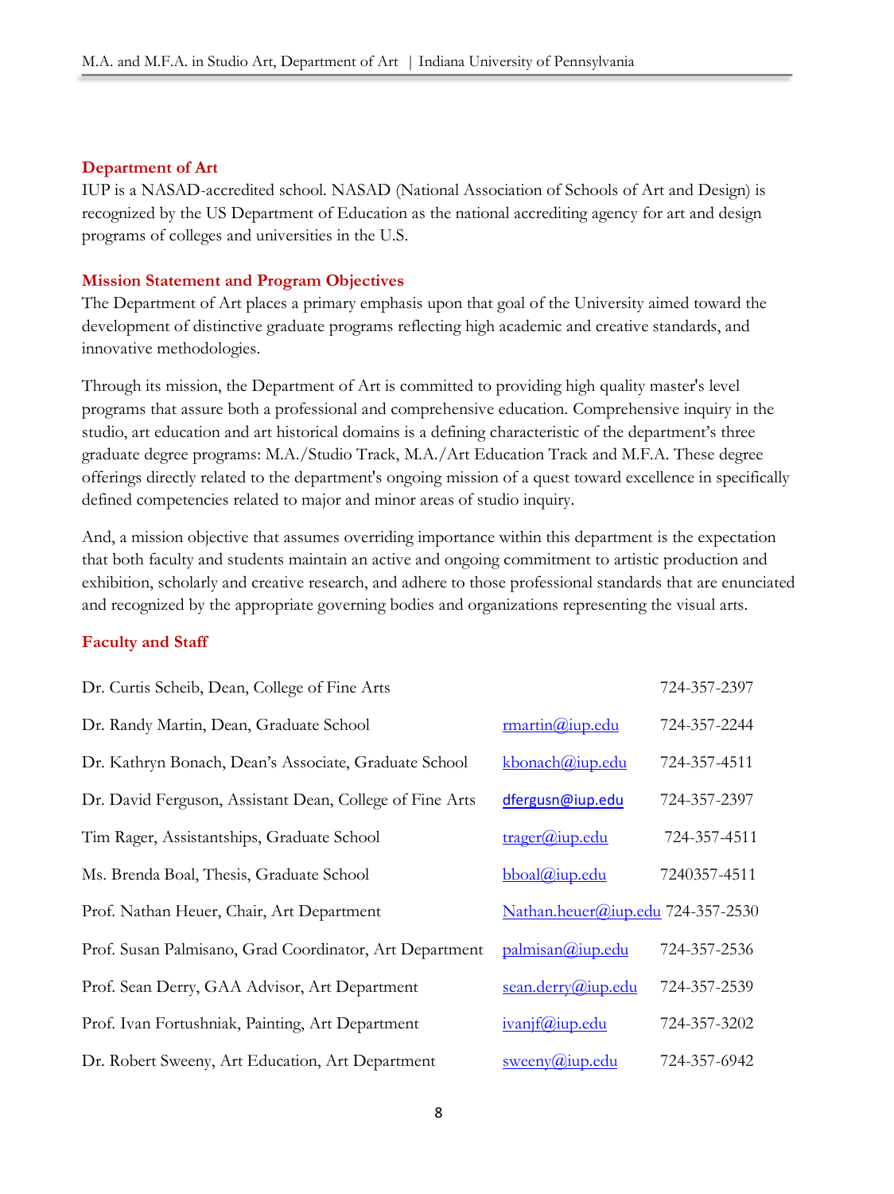## Department of Art

IUP is a NASAD-accredited school. NASAD (National Association of Schools of Art and Design) is recognized by the US Department of Education as the national accrediting agency for art and design programs of colleges and universities in the U.S.

## Mission Statement and Program Objectives

The Department of Art places a primary emphasis upon that goal of the University aimed toward the development of distinctive graduate programs reflecting high academic and creative standards, and innovative methodologies.

Through its mission, the Department of Art is committed to providing high quality master's level programs that assure both a professional and comprehensive education. Comprehensive inquiry in the studio, art education and art historical domains is a defining characteristic of the department's three graduate degree programs: M.A./Studio Track, M.A./Art Education Track and M.F.A. These degree offerings directly related to the department's ongoing mission of a quest toward excellence in specifically defined competencies related to major and minor areas of studio inquiry.

And, a mission objective that assumes overriding importance within this department is the expectation that both faculty and students maintain an active and ongoing commitment to artistic production and exhibition, scholarly and creative research, and adhere to those professional standards that are enunciated and recognized by the appropriate governing bodies and organizations representing the visual arts.

## Faculty and Staff

| | | |
|---|---|---|
| Dr. Curtis Scheib, Dean, College of Fine Arts | | 724-357-2397 |
| Dr. Randy Martin, Dean, Graduate School | rmartin@iup.edu | 724-357-2244 |
| Dr. Kathryn Bonach, Dean's Associate, Graduate School | kbonach@iup.edu | 724-357-4511 |
| Dr. David Ferguson, Assistant Dean, College of Fine Arts | dfergusn@iup.edu | 724-357-2397 |
| Tim Rager, Assistantships, Graduate School | trager@iup.edu | 724-357-4511 |
| Ms. Brenda Boal, Thesis, Graduate School | bboal@iup.edu | 7240357-4511 |
| Prof. Nathan Heuer, Chair, Art Department | Nathan.heuer@iup.edu | 724-357-2530 |
| Prof. Susan Palmisano, Grad Coordinator, Art Department | palmisan@iup.edu | 724-357-2536 |
| Prof. Sean Derry, GAA Advisor, Art Department | sean.derry@iup.edu | 724-357-2539 |
| Prof. Ivan Fortushniak, Painting, Art Department | ivanjf@iup.edu | 724-357-3202 |
| Dr. Robert Sweeny, Art Education, Art Department | sweeny@iup.edu | 724-357-6942 |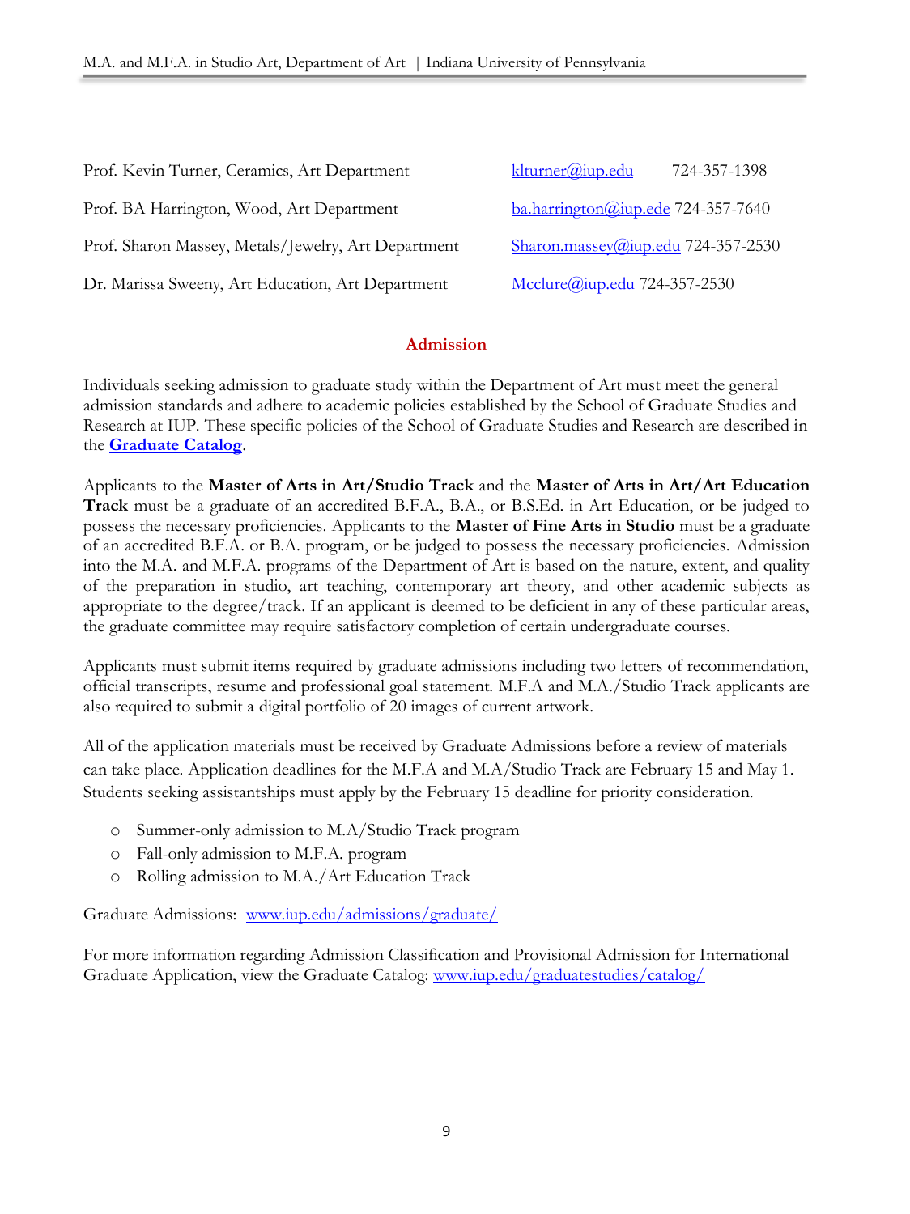Prof. Kevin Turner, Ceramics, Art Department klturner@iup.edu 724-357-1398

Prof. BA Harrington, Wood, Art Department ba.harrington@iup.ede 724-357-7640

Prof. Sharon Massey, Metals/Jewelry, Art Department Sharon.massey@iup.edu 724-357-2530

Dr. Marissa Sweeny, Art Education, Art Department Mcclure@iup.edu 724-357-2530

## Admission

Individuals seeking admission to graduate study within the Department of Art must meet the general admission standards and adhere to academic policies established by the School of Graduate Studies and Research at IUP. These specific policies of the School of Graduate Studies and Research are described in the **Graduate Catalog**.

Applicants to the **Master of Arts in Art/Studio Track** and the **Master of Arts in Art/Art Education Track** must be a graduate of an accredited B.F.A., B.A., or B.S.Ed. in Art Education, or be judged to possess the necessary proficiencies. Applicants to the **Master of Fine Arts in Studio** must be a graduate of an accredited B.F.A. or B.A. program, or be judged to possess the necessary proficiencies. Admission into the M.A. and M.F.A. programs of the Department of Art is based on the nature, extent, and quality of the preparation in studio, art teaching, contemporary art theory, and other academic subjects as appropriate to the degree/track. If an applicant is deemed to be deficient in any of these particular areas, the graduate committee may require satisfactory completion of certain undergraduate courses.

Applicants must submit items required by graduate admissions including two letters of recommendation, official transcripts, resume and professional goal statement. M.F.A and M.A./Studio Track applicants are also required to submit a digital portfolio of 20 images of current artwork.

All of the application materials must be received by Graduate Admissions before a review of materials can take place. Application deadlines for the M.F.A and M.A/Studio Track are February 15 and May 1. Students seeking assistantships must apply by the February 15 deadline for priority consideration.

- Summer-only admission to M.A/Studio Track program
- Fall-only admission to M.F.A. program
- Rolling admission to M.A./Art Education Track

Graduate Admissions: www.iup.edu/admissions/graduate/

For more information regarding Admission Classification and Provisional Admission for International Graduate Application, view the Graduate Catalog: www.iup.edu/graduatestudies/catalog/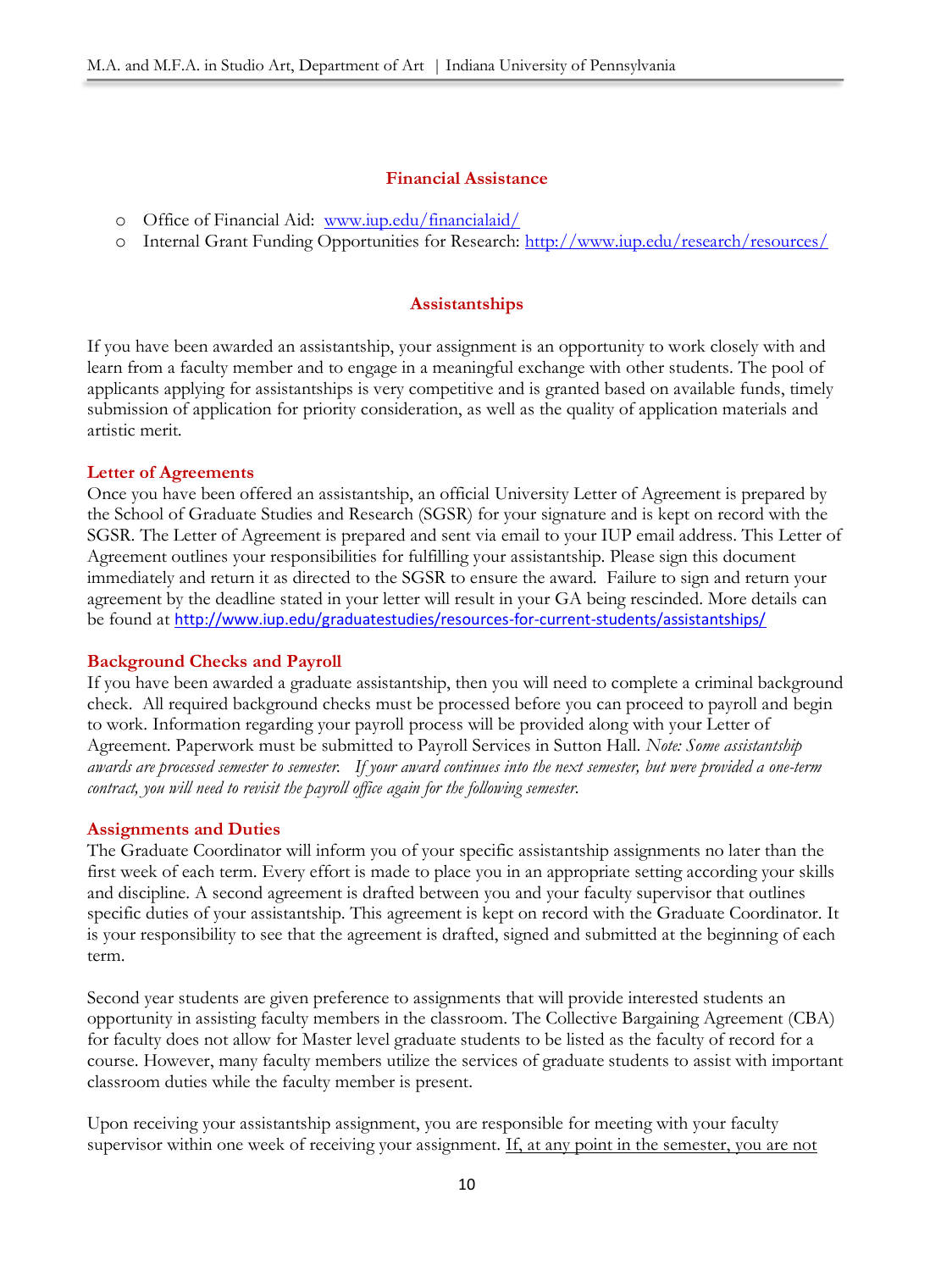## Financial Assistance

- Office of Financial Aid: [www.iup.edu/financialaid/](www.iup.edu/financialaid/)
- Internal Grant Funding Opportunities for Research: [http://www.iup.edu/research/resources/](http://www.iup.edu/research/resources/)

## Assistantships

If you have been awarded an assistantship, your assignment is an opportunity to work closely with and learn from a faculty member and to engage in a meaningful exchange with other students. The pool of applicants applying for assistantships is very competitive and is granted based on available funds, timely submission of application for priority consideration, as well as the quality of application materials and artistic merit.

### Letter of Agreements

Once you have been offered an assistantship, an official University Letter of Agreement is prepared by the School of Graduate Studies and Research (SGSR) for your signature and is kept on record with the SGSR. The Letter of Agreement is prepared and sent via email to your IUP email address. This Letter of Agreement outlines your responsibilities for fulfilling your assistantship. Please sign this document immediately and return it as directed to the SGSR to ensure the award. Failure to sign and return your agreement by the deadline stated in your letter will result in your GA being rescinded. More details can be found at [http://www.iup.edu/graduatestudies/resources-for-current-students/assistantships/](http://www.iup.edu/graduatestudies/resources-for-current-students/assistantships/)

### Background Checks and Payroll

If you have been awarded a graduate assistantship, then you will need to complete a criminal background check. All required background checks must be processed before you can proceed to payroll and begin to work. Information regarding your payroll process will be provided along with your Letter of Agreement. Paperwork must be submitted to Payroll Services in Sutton Hall. *Note: Some assistantship awards are processed semester to semester. If your award continues into the next semester, but were provided a one-term contract, you will need to revisit the payroll office again for the following semester.*

### Assignments and Duties

The Graduate Coordinator will inform you of your specific assistantship assignments no later than the first week of each term. Every effort is made to place you in an appropriate setting according your skills and discipline. A second agreement is drafted between you and your faculty supervisor that outlines specific duties of your assistantship. This agreement is kept on record with the Graduate Coordinator. It is your responsibility to see that the agreement is drafted, signed and submitted at the beginning of each term.

Second year students are given preference to assignments that will provide interested students an opportunity in assisting faculty members in the classroom. The Collective Bargaining Agreement (CBA) for faculty does not allow for Master level graduate students to be listed as the faculty of record for a course. However, many faculty members utilize the services of graduate students to assist with important classroom duties while the faculty member is present.

Upon receiving your assistantship assignment, you are responsible for meeting with your faculty supervisor within one week of receiving your assignment. <u>If, at any point in the semester, you are not</u>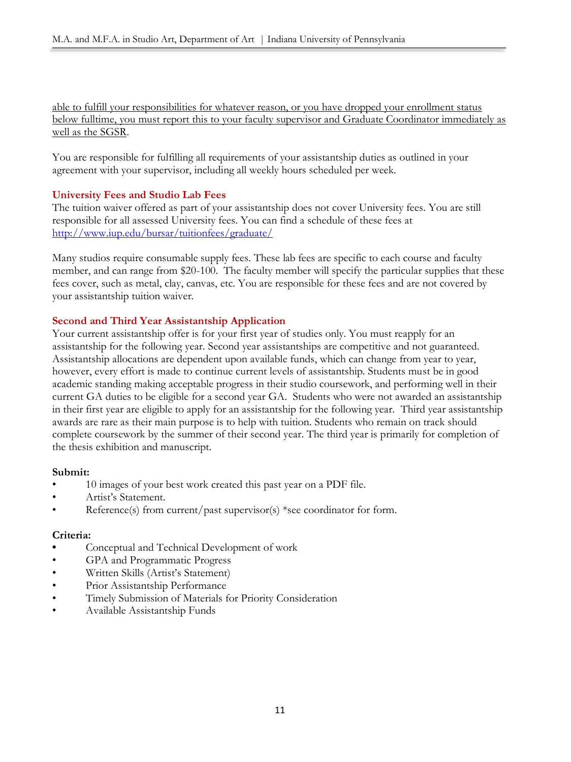able to fulfill your responsibilities for whatever reason, or you have dropped your enrollment status below fulltime, you must report this to your faculty supervisor and Graduate Coordinator immediately as well as the SGSR.

You are responsible for fulfilling all requirements of your assistantship duties as outlined in your agreement with your supervisor, including all weekly hours scheduled per week.

### University Fees and Studio Lab Fees

The tuition waiver offered as part of your assistantship does not cover University fees. You are still responsible for all assessed University fees. You can find a schedule of these fees at http://www.iup.edu/bursar/tuitionfees/graduate/

Many studios require consumable supply fees. These lab fees are specific to each course and faculty member, and can range from $20-100. The faculty member will specify the particular supplies that these fees cover, such as metal, clay, canvas, etc. You are responsible for these fees and are not covered by your assistantship tuition waiver.

### Second and Third Year Assistantship Application

Your current assistantship offer is for your first year of studies only. You must reapply for an assistantship for the following year. Second year assistantships are competitive and not guaranteed. Assistantship allocations are dependent upon available funds, which can change from year to year, however, every effort is made to continue current levels of assistantship. Students must be in good academic standing making acceptable progress in their studio coursework, and performing well in their current GA duties to be eligible for a second year GA. Students who were not awarded an assistantship in their first year are eligible to apply for an assistantship for the following year. Third year assistantship awards are rare as their main purpose is to help with tuition. Students who remain on track should complete coursework by the summer of their second year. The third year is primarily for completion of the thesis exhibition and manuscript.

**Submit:**

- 10 images of your best work created this past year on a PDF file.
- Artist's Statement.
- Reference(s) from current/past supervisor(s) *see coordinator for form.

**Criteria:**

- Conceptual and Technical Development of work
- GPA and Programmatic Progress
- Written Skills (Artist's Statement)
- Prior Assistantship Performance
- Timely Submission of Materials for Priority Consideration
- Available Assistantship Funds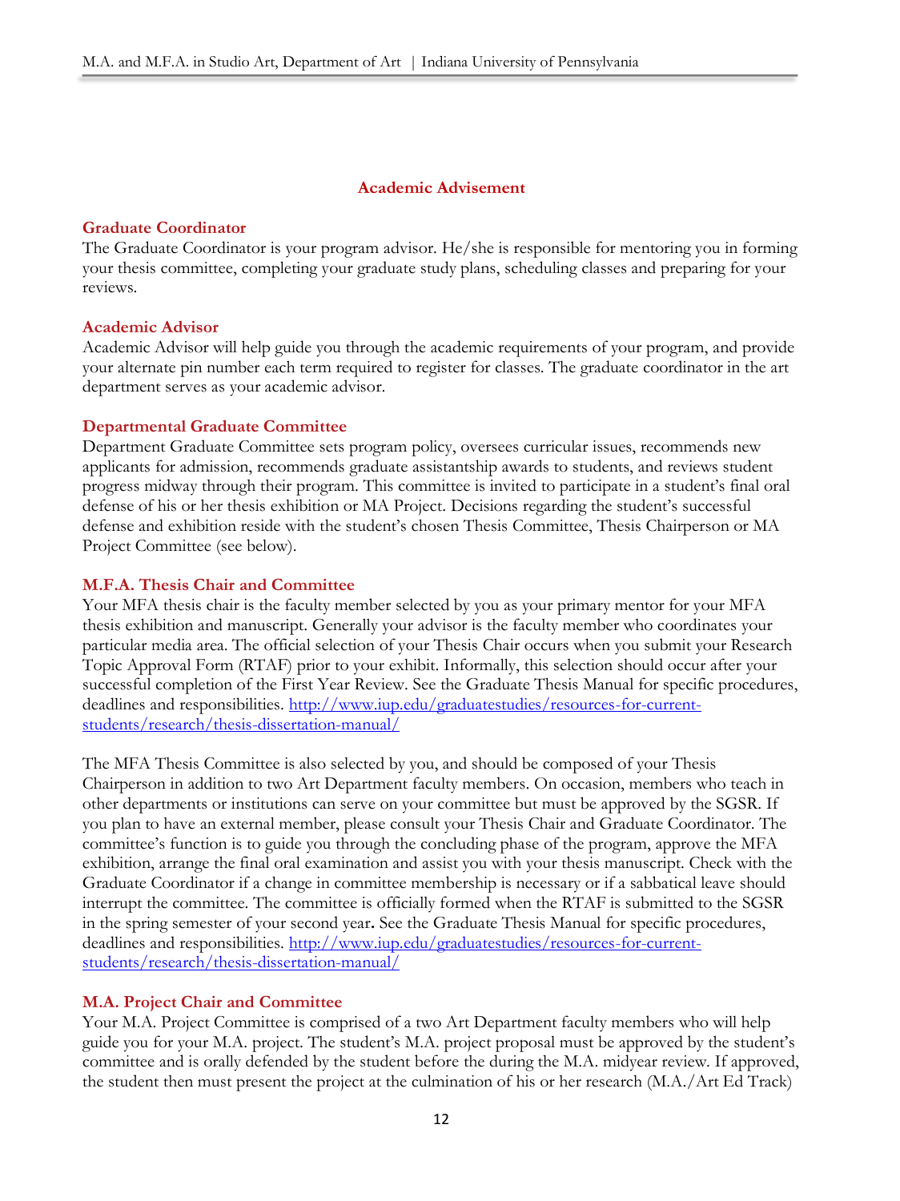## Academic Advisement

### Graduate Coordinator

The Graduate Coordinator is your program advisor. He/she is responsible for mentoring you in forming your thesis committee, completing your graduate study plans, scheduling classes and preparing for your reviews.

### Academic Advisor

Academic Advisor will help guide you through the academic requirements of your program, and provide your alternate pin number each term required to register for classes. The graduate coordinator in the art department serves as your academic advisor.

### Departmental Graduate Committee

Department Graduate Committee sets program policy, oversees curricular issues, recommends new applicants for admission, recommends graduate assistantship awards to students, and reviews student progress midway through their program. This committee is invited to participate in a student's final oral defense of his or her thesis exhibition or MA Project. Decisions regarding the student's successful defense and exhibition reside with the student's chosen Thesis Committee, Thesis Chairperson or MA Project Committee (see below).

### M.F.A. Thesis Chair and Committee

Your MFA thesis chair is the faculty member selected by you as your primary mentor for your MFA thesis exhibition and manuscript. Generally your advisor is the faculty member who coordinates your particular media area. The official selection of your Thesis Chair occurs when you submit your Research Topic Approval Form (RTAF) prior to your exhibit. Informally, this selection should occur after your successful completion of the First Year Review. See the Graduate Thesis Manual for specific procedures, deadlines and responsibilities. http://www.iup.edu/graduatestudies/resources-for-current-students/research/thesis-dissertation-manual/

The MFA Thesis Committee is also selected by you, and should be composed of your Thesis Chairperson in addition to two Art Department faculty members. On occasion, members who teach in other departments or institutions can serve on your committee but must be approved by the SGSR. If you plan to have an external member, please consult your Thesis Chair and Graduate Coordinator. The committee's function is to guide you through the concluding phase of the program, approve the MFA exhibition, arrange the final oral examination and assist you with your thesis manuscript. Check with the Graduate Coordinator if a change in committee membership is necessary or if a sabbatical leave should interrupt the committee. The committee is officially formed when the RTAF is submitted to the SGSR in the spring semester of your second year**.** See the Graduate Thesis Manual for specific procedures, deadlines and responsibilities. http://www.iup.edu/graduatestudies/resources-for-current-students/research/thesis-dissertation-manual/

### M.A. Project Chair and Committee

Your M.A. Project Committee is comprised of a two Art Department faculty members who will help guide you for your M.A. project. The student's M.A. project proposal must be approved by the student's committee and is orally defended by the student before the during the M.A. midyear review. If approved, the student then must present the project at the culmination of his or her research (M.A./Art Ed Track)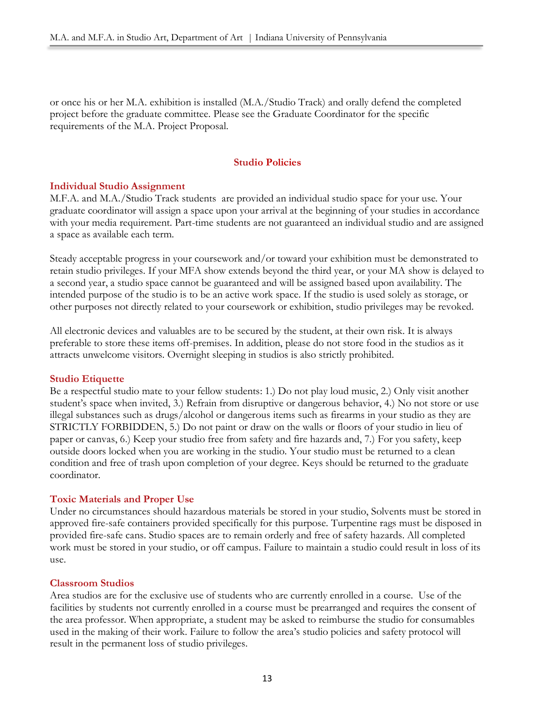or once his or her M.A. exhibition is installed (M.A./Studio Track) and orally defend the completed project before the graduate committee. Please see the Graduate Coordinator for the specific requirements of the M.A. Project Proposal.

## Studio Policies

### Individual Studio Assignment

M.F.A. and M.A./Studio Track students are provided an individual studio space for your use. Your graduate coordinator will assign a space upon your arrival at the beginning of your studies in accordance with your media requirement. Part-time students are not guaranteed an individual studio and are assigned a space as available each term.

Steady acceptable progress in your coursework and/or toward your exhibition must be demonstrated to retain studio privileges. If your MFA show extends beyond the third year, or your MA show is delayed to a second year, a studio space cannot be guaranteed and will be assigned based upon availability. The intended purpose of the studio is to be an active work space. If the studio is used solely as storage, or other purposes not directly related to your coursework or exhibition, studio privileges may be revoked.

All electronic devices and valuables are to be secured by the student, at their own risk. It is always preferable to store these items off-premises. In addition, please do not store food in the studios as it attracts unwelcome visitors. Overnight sleeping in studios is also strictly prohibited.

### Studio Etiquette

Be a respectful studio mate to your fellow students: 1.) Do not play loud music, 2.) Only visit another student's space when invited, 3.) Refrain from disruptive or dangerous behavior, 4.) No not store or use illegal substances such as drugs/alcohol or dangerous items such as firearms in your studio as they are STRICTLY FORBIDDEN, 5.) Do not paint or draw on the walls or floors of your studio in lieu of paper or canvas, 6.) Keep your studio free from safety and fire hazards and, 7.) For you safety, keep outside doors locked when you are working in the studio. Your studio must be returned to a clean condition and free of trash upon completion of your degree. Keys should be returned to the graduate coordinator.

### Toxic Materials and Proper Use

Under no circumstances should hazardous materials be stored in your studio, Solvents must be stored in approved fire-safe containers provided specifically for this purpose. Turpentine rags must be disposed in provided fire-safe cans. Studio spaces are to remain orderly and free of safety hazards. All completed work must be stored in your studio, or off campus. Failure to maintain a studio could result in loss of its use.

### Classroom Studios

Area studios are for the exclusive use of students who are currently enrolled in a course. Use of the facilities by students not currently enrolled in a course must be prearranged and requires the consent of the area professor. When appropriate, a student may be asked to reimburse the studio for consumables used in the making of their work. Failure to follow the area's studio policies and safety protocol will result in the permanent loss of studio privileges.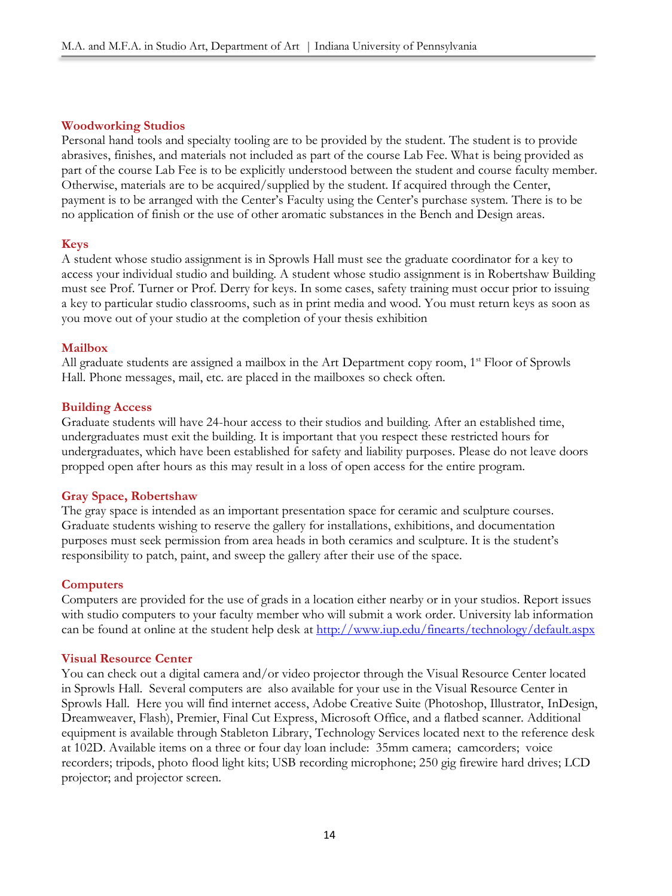### Woodworking Studios

Personal hand tools and specialty tooling are to be provided by the student. The student is to provide abrasives, finishes, and materials not included as part of the course Lab Fee. What is being provided as part of the course Lab Fee is to be explicitly understood between the student and course faculty member. Otherwise, materials are to be acquired/supplied by the student. If acquired through the Center, payment is to be arranged with the Center's Faculty using the Center's purchase system. There is to be no application of finish or the use of other aromatic substances in the Bench and Design areas.

### Keys

A student whose studio assignment is in Sprowls Hall must see the graduate coordinator for a key to access your individual studio and building. A student whose studio assignment is in Robertshaw Building must see Prof. Turner or Prof. Derry for keys. In some cases, safety training must occur prior to issuing a key to particular studio classrooms, such as in print media and wood. You must return keys as soon as you move out of your studio at the completion of your thesis exhibition

### Mailbox

All graduate students are assigned a mailbox in the Art Department copy room, 1st Floor of Sprowls Hall. Phone messages, mail, etc. are placed in the mailboxes so check often.

### Building Access

Graduate students will have 24-hour access to their studios and building. After an established time, undergraduates must exit the building. It is important that you respect these restricted hours for undergraduates, which have been established for safety and liability purposes. Please do not leave doors propped open after hours as this may result in a loss of open access for the entire program.

### Gray Space, Robertshaw

The gray space is intended as an important presentation space for ceramic and sculpture courses. Graduate students wishing to reserve the gallery for installations, exhibitions, and documentation purposes must seek permission from area heads in both ceramics and sculpture. It is the student's responsibility to patch, paint, and sweep the gallery after their use of the space.

### Computers

Computers are provided for the use of grads in a location either nearby or in your studios. Report issues with studio computers to your faculty member who will submit a work order. University lab information can be found at online at the student help desk at [http://www.iup.edu/finearts/technology/default.aspx](http://www.iup.edu/finearts/technology/default.aspx)

### Visual Resource Center

You can check out a digital camera and/or video projector through the Visual Resource Center located in Sprowls Hall. Several computers are also available for your use in the Visual Resource Center in Sprowls Hall. Here you will find internet access, Adobe Creative Suite (Photoshop, Illustrator, InDesign, Dreamweaver, Flash), Premier, Final Cut Express, Microsoft Office, and a flatbed scanner. Additional equipment is available through Stableton Library, Technology Services located next to the reference desk at 102D. Available items on a three or four day loan include: 35mm camera; camcorders; voice recorders; tripods, photo flood light kits; USB recording microphone; 250 gig firewire hard drives; LCD projector; and projector screen.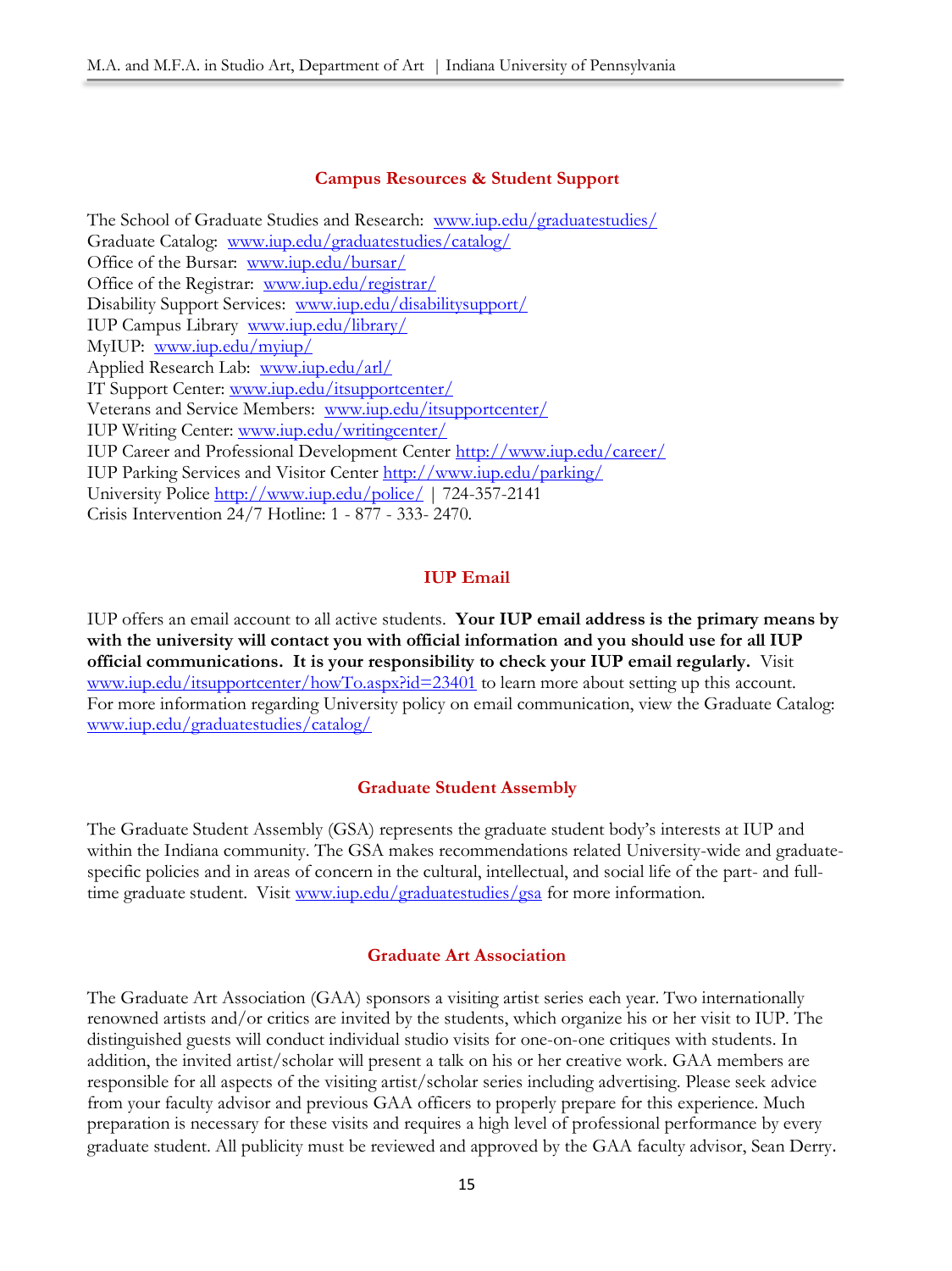## Campus Resources & Student Support

The School of Graduate Studies and Research: www.iup.edu/graduatestudies/
Graduate Catalog: www.iup.edu/graduatestudies/catalog/
Office of the Bursar: www.iup.edu/bursar/
Office of the Registrar: www.iup.edu/registrar/
Disability Support Services: www.iup.edu/disabilitysupport/
IUP Campus Library www.iup.edu/library/
MyIUP: www.iup.edu/myiup/
Applied Research Lab: www.iup.edu/arl/
IT Support Center: www.iup.edu/itsupportcenter/
Veterans and Service Members: www.iup.edu/itsupportcenter/
IUP Writing Center: www.iup.edu/writingcenter/
IUP Career and Professional Development Center http://www.iup.edu/career/
IUP Parking Services and Visitor Center http://www.iup.edu/parking/
University Police http://www.iup.edu/police/ | 724-357-2141
Crisis Intervention 24/7 Hotline: 1 - 877 - 333- 2470.

## IUP Email

IUP offers an email account to all active students. **Your IUP email address is the primary means by with the university will contact you with official information and you should use for all IUP official communications. It is your responsibility to check your IUP email regularly.** Visit www.iup.edu/itsupportcenter/howTo.aspx?id=23401 to learn more about setting up this account. For more information regarding University policy on email communication, view the Graduate Catalog: www.iup.edu/graduatestudies/catalog/

## Graduate Student Assembly

The Graduate Student Assembly (GSA) represents the graduate student body's interests at IUP and within the Indiana community. The GSA makes recommendations related University-wide and graduate-specific policies and in areas of concern in the cultural, intellectual, and social life of the part- and full-time graduate student. Visit www.iup.edu/graduatestudies/gsa for more information.

## Graduate Art Association

The Graduate Art Association (GAA) sponsors a visiting artist series each year. Two internationally renowned artists and/or critics are invited by the students, which organize his or her visit to IUP. The distinguished guests will conduct individual studio visits for one-on-one critiques with students. In addition, the invited artist/scholar will present a talk on his or her creative work. GAA members are responsible for all aspects of the visiting artist/scholar series including advertising. Please seek advice from your faculty advisor and previous GAA officers to properly prepare for this experience. Much preparation is necessary for these visits and requires a high level of professional performance by every graduate student. All publicity must be reviewed and approved by the GAA faculty advisor, Sean Derry.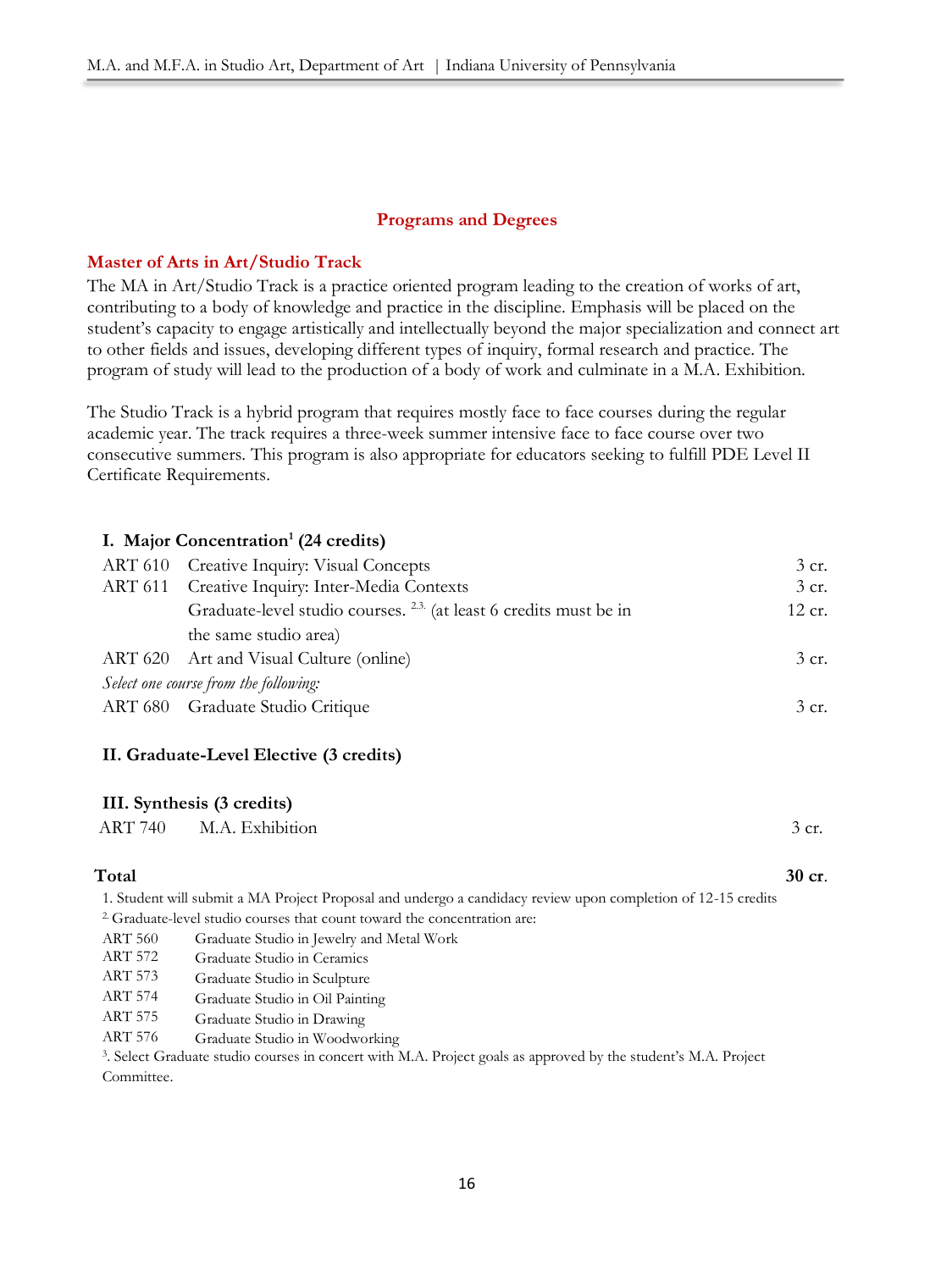## Programs and Degrees

### Master of Arts in Art/Studio Track

The MA in Art/Studio Track is a practice oriented program leading to the creation of works of art, contributing to a body of knowledge and practice in the discipline. Emphasis will be placed on the student's capacity to engage artistically and intellectually beyond the major specialization and connect art to other fields and issues, developing different types of inquiry, formal research and practice. The program of study will lead to the production of a body of work and culminate in a M.A. Exhibition.

The Studio Track is a hybrid program that requires mostly face to face courses during the regular academic year. The track requires a three-week summer intensive face to face course over two consecutive summers. This program is also appropriate for educators seeking to fulfill PDE Level II Certificate Requirements.

**I. Major Concentration[1] (24 credits)**

| | | |
|---|---|---|
| ART 610 | Creative Inquiry: Visual Concepts | 3 cr. |
| ART 611 | Creative Inquiry: Inter-Media Contexts | 3 cr. |
| | Graduate-level studio courses. [2,3] (at least 6 credits must be in the same studio area) | 12 cr. |
| ART 620 | Art and Visual Culture (online) | 3 cr. |
| *Select one course from the following:* | | |
| ART 680 | Graduate Studio Critique | 3 cr. |

**II. Graduate-Level Elective (3 credits)**

**III. Synthesis (3 credits)**

| | | |
|---|---|---|
| ART 740 | M.A. Exhibition | 3 cr. |

**Total** **30 cr.**

1. Student will submit a MA Project Proposal and undergo a candidacy review upon completion of 12-15 credits

2. Graduate-level studio courses that count toward the concentration are:

| | |
|---|---|
| ART 560 | Graduate Studio in Jewelry and Metal Work |
| ART 572 | Graduate Studio in Ceramics |
| ART 573 | Graduate Studio in Sculpture |
| ART 574 | Graduate Studio in Oil Painting |
| ART 575 | Graduate Studio in Drawing |
| ART 576 | Graduate Studio in Woodworking |

3. Select Graduate studio courses in concert with M.A. Project goals as approved by the student's M.A. Project Committee.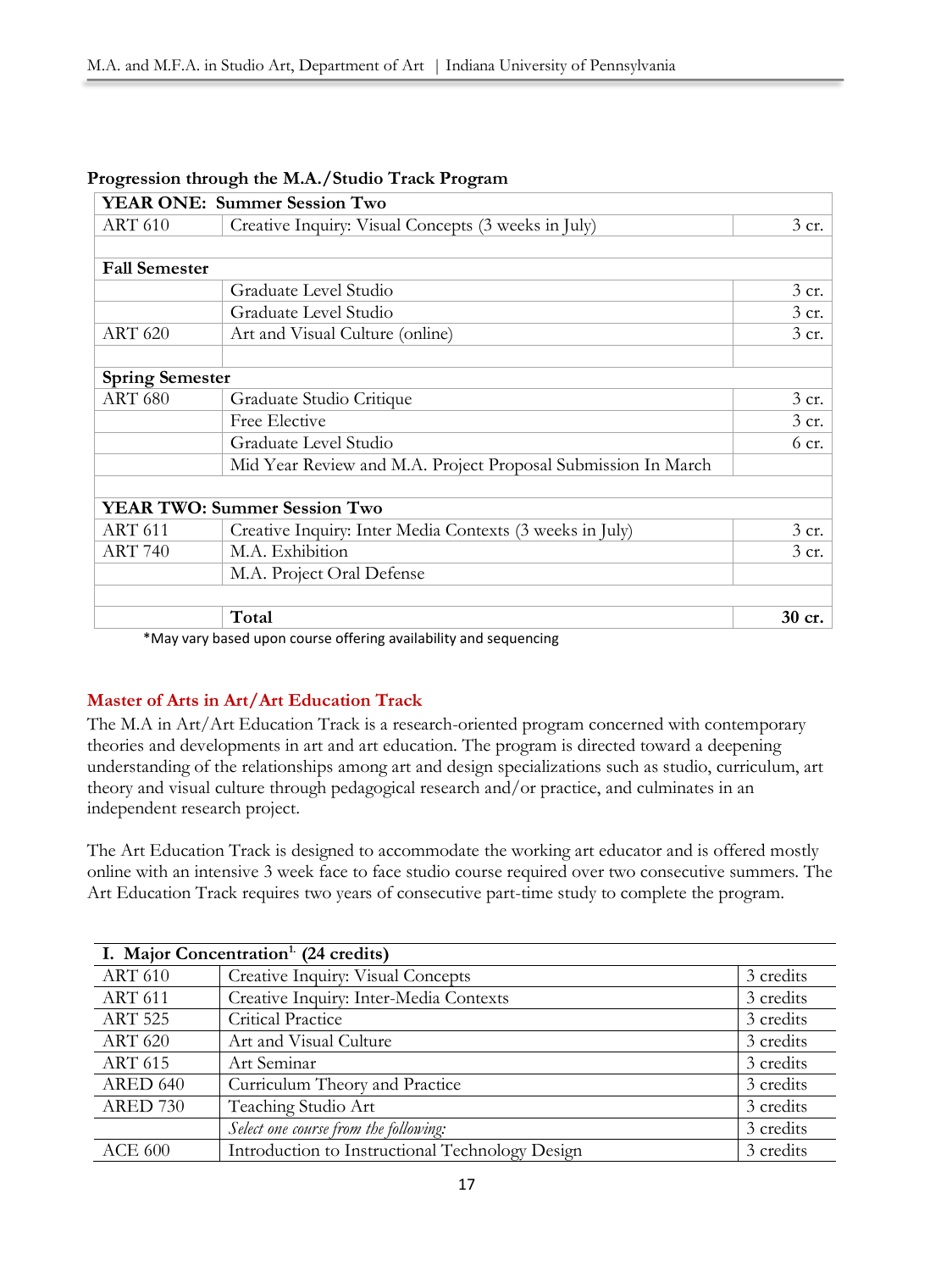**Progression through the M.A./Studio Track Program**

| YEAR ONE: Summer Session Two | | |
|---|---|---|
| ART 610 | Creative Inquiry: Visual Concepts (3 weeks in July) | 3 cr. |
| | | |
| **Fall Semester** | | |
| | Graduate Level Studio | 3 cr. |
| | Graduate Level Studio | 3 cr. |
| ART 620 | Art and Visual Culture (online) | 3 cr. |
| | | |
| **Spring Semester** | | |
| ART 680 | Graduate Studio Critique | 3 cr. |
| | Free Elective | 3 cr. |
| | Graduate Level Studio | 6 cr. |
| | Mid Year Review and M.A. Project Proposal Submission In March | |
| | | |
| **YEAR TWO: Summer Session Two** | | |
| ART 611 | Creative Inquiry: Inter Media Contexts (3 weeks in July) | 3 cr. |
| ART 740 | M.A. Exhibition | 3 cr. |
| | M.A. Project Oral Defense | |
| | | |
| | **Total** | **30 cr.** |

*May vary based upon course offering availability and sequencing

## Master of Arts in Art/Art Education Track

The M.A in Art/Art Education Track is a research-oriented program concerned with contemporary theories and developments in art and art education. The program is directed toward a deepening understanding of the relationships among art and design specializations such as studio, curriculum, art theory and visual culture through pedagogical research and/or practice, and culminates in an independent research project.

The Art Education Track is designed to accommodate the working art educator and is offered mostly online with an intensive 3 week face to face studio course required over two consecutive summers. The Art Education Track requires two years of consecutive part-time study to complete the program.

| I. Major Concentration[1.] (24 credits) | | |
|---|---|---|
| ART 610 | Creative Inquiry: Visual Concepts | 3 credits |
| ART 611 | Creative Inquiry: Inter-Media Contexts | 3 credits |
| ART 525 | Critical Practice | 3 credits |
| ART 620 | Art and Visual Culture | 3 credits |
| ART 615 | Art Seminar | 3 credits |
| ARED 640 | Curriculum Theory and Practice | 3 credits |
| ARED 730 | Teaching Studio Art | 3 credits |
| | *Select one course from the following:* | 3 credits |
| ACE 600 | Introduction to Instructional Technology Design | 3 credits |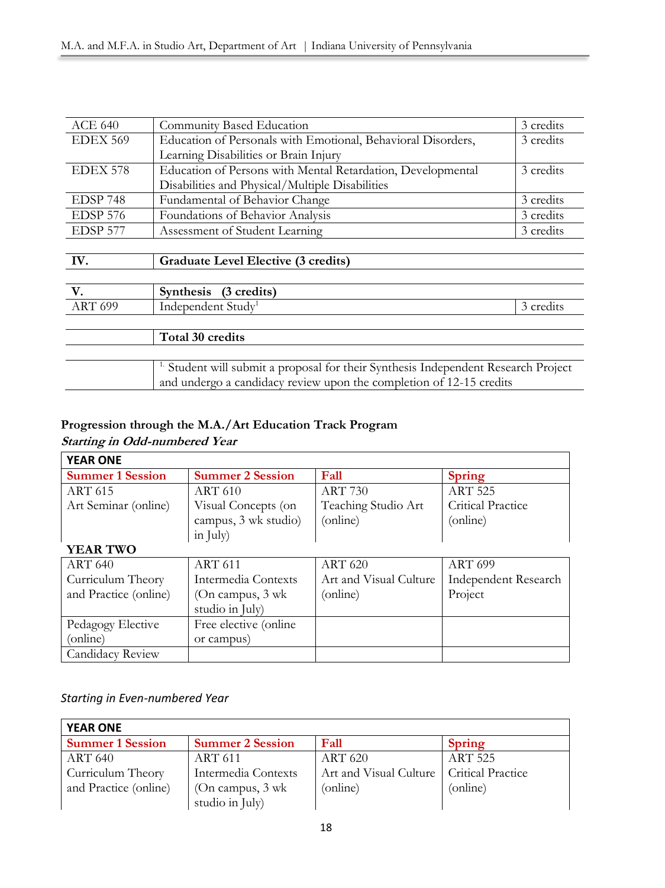| | | |
|---|---|---|
| ACE 640 | Community Based Education | 3 credits |
| EDEX 569 | Education of Personals with Emotional, Behavioral Disorders, Learning Disabilities or Brain Injury | 3 credits |
| EDEX 578 | Education of Persons with Mental Retardation, Developmental Disabilities and Physical/Multiple Disabilities | 3 credits |
| EDSP 748 | Fundamental of Behavior Change | 3 credits |
| EDSP 576 | Foundations of Behavior Analysis | 3 credits |
| EDSP 577 | Assessment of Student Learning | 3 credits |
| | | |
| **IV.** | **Graduate Level Elective (3 credits)** | |
| | | |
| **V.** | **Synthesis (3 credits)** | |
| ART 699 | Independent Study[1] | 3 credits |
| | | |
| | **Total 30 credits** | |
| | | |
| | [1.] Student will submit a proposal for their Synthesis Independent Research Project and undergo a candidacy review upon the completion of 12-15 credits | |

**Progression through the M.A./Art Education Track Program**

***Starting in Odd-numbered Year***

| **YEAR ONE** | | | |
|---|---|---|---|
| **Summer 1 Session** | **Summer 2 Session** | **Fall** | **Spring** |
| ART 615<br>Art Seminar (online) | ART 610<br>Visual Concepts (on campus, 3 wk studio) in July) | ART 730<br>Teaching Studio Art (online) | ART 525<br>Critical Practice (online) |
| **YEAR TWO** | | | |
| ART 640<br>Curriculum Theory and Practice (online) | ART 611<br>Intermedia Contexts (On campus, 3 wk studio in July) | ART 620<br>Art and Visual Culture (online) | ART 699<br>Independent Research Project |
| Pedagogy Elective (online) | Free elective (online or campus) | | |
| Candidacy Review | | | |

*Starting in Even-numbered Year*

| **YEAR ONE** | | | |
|---|---|---|---|
| **Summer 1 Session** | **Summer 2 Session** | **Fall** | **Spring** |
| ART 640<br>Curriculum Theory and Practice (online) | ART 611<br>Intermedia Contexts (On campus, 3 wk studio in July) | ART 620<br>Art and Visual Culture (online) | ART 525<br>Critical Practice (online) |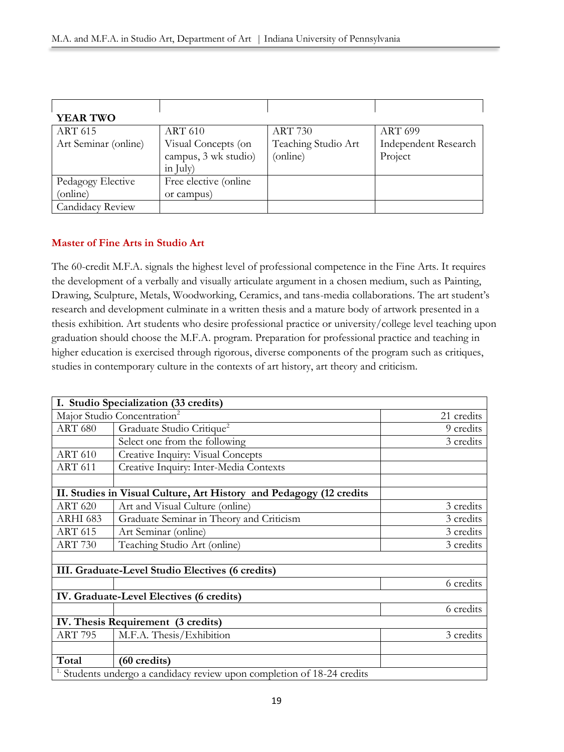| YEAR TWO | | | |
|---|---|---|---|
| ART 615 Art Seminar (online) | ART 610 Visual Concepts (on campus, 3 wk studio) in July) | ART 730 Teaching Studio Art (online) | ART 699 Independent Research Project |
| Pedagogy Elective (online) | Free elective (online or campus) | | |
| Candidacy Review | | | |

## Master of Fine Arts in Studio Art

The 60-credit M.F.A. signals the highest level of professional competence in the Fine Arts. It requires the development of a verbally and visually articulate argument in a chosen medium, such as Painting, Drawing, Sculpture, Metals, Woodworking, Ceramics, and tans-media collaborations. The art student's research and development culminate in a written thesis and a mature body of artwork presented in a thesis exhibition. Art students who desire professional practice or university/college level teaching upon graduation should choose the M.F.A. program. Preparation for professional practice and teaching in higher education is exercised through rigorous, diverse components of the program such as critiques, studies in contemporary culture in the contexts of art history, art theory and criticism.

| **I. Studio Specialization (33 credits)** | | |
|---|---|---|
| Major Studio Concentration[2] | | 21 credits |
| ART 680 | Graduate Studio Critique[2] | 9 credits |
| | Select one from the following | 3 credits |
| ART 610 | Creative Inquiry: Visual Concepts | |
| ART 611 | Creative Inquiry: Inter-Media Contexts | |
| | | |
| **II. Studies in Visual Culture, Art History and Pedagogy (12 credits** | | |
| ART 620 | Art and Visual Culture (online) | 3 credits |
| ARHI 683 | Graduate Seminar in Theory and Criticism | 3 credits |
| ART 615 | Art Seminar (online) | 3 credits |
| ART 730 | Teaching Studio Art (online) | 3 credits |
| | | |
| **III. Graduate-Level Studio Electives (6 credits)** | | |
| | | 6 credits |
| **IV. Graduate-Level Electives (6 credits)** | | |
| | | 6 credits |
| **IV. Thesis Requirement (3 credits)** | | |
| ART 795 | M.F.A. Thesis/Exhibition | 3 credits |
| | | |
| **Total** | **(60 credits)** | |
| [1] Students undergo a candidacy review upon completion of 18-24 credits | | |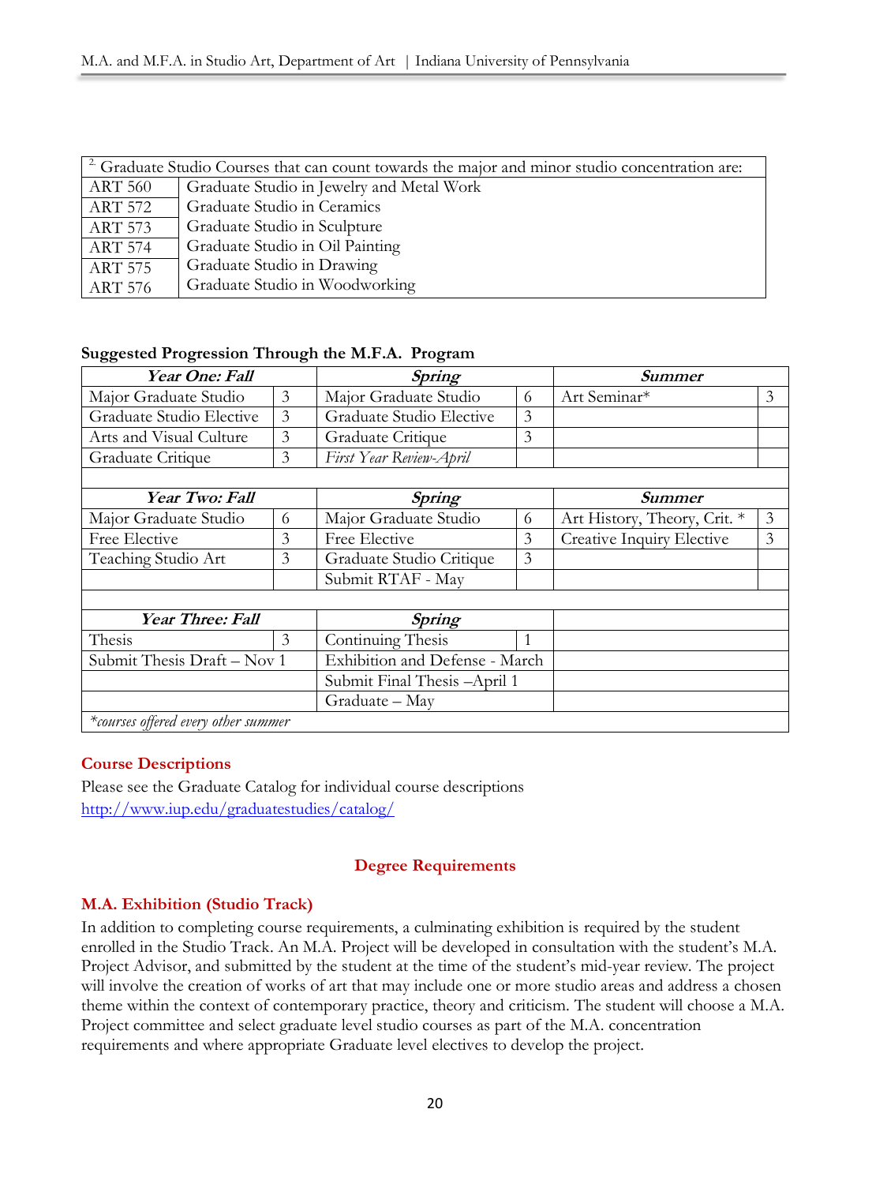| [2.] Graduate Studio Courses that can count towards the major and minor studio concentration are: | |
|---|---|
| ART 560 | Graduate Studio in Jewelry and Metal Work |
| ART 572 | Graduate Studio in Ceramics |
| ART 573 | Graduate Studio in Sculpture |
| ART 574 | Graduate Studio in Oil Painting |
| ART 575 | Graduate Studio in Drawing |
| ART 576 | Graduate Studio in Woodworking |

**Suggested Progression Through the M.F.A. Program**

| ***Year One: Fall*** | | ***Spring*** | | ***Summer*** | |
|---|---|---|---|---|---|
| Major Graduate Studio | 3 | Major Graduate Studio | 6 | Art Seminar* | 3 |
| Graduate Studio Elective | 3 | Graduate Studio Elective | 3 | | |
| Arts and Visual Culture | 3 | Graduate Critique | 3 | | |
| Graduate Critique | 3 | *First Year Review-April* | | | |
| | | | | | |
| ***Year Two: Fall*** | | ***Spring*** | | ***Summer*** | |
| Major Graduate Studio | 6 | Major Graduate Studio | 6 | Art History, Theory, Crit. * | 3 |
| Free Elective | 3 | Free Elective | 3 | Creative Inquiry Elective | 3 |
| Teaching Studio Art | 3 | Graduate Studio Critique | 3 | | |
| | | Submit RTAF - May | | | |
| | | | | | |
| ***Year Three: Fall*** | | ***Spring*** | | | |
| Thesis | 3 | Continuing Thesis | 1 | | |
| Submit Thesis Draft – Nov 1 | | Exhibition and Defense - March | | | |
| | | Submit Final Thesis –April 1 | | | |
| | | Graduate – May | | | |
| *\*courses offered every other summer* | | | | | |

## Course Descriptions

Please see the Graduate Catalog for individual course descriptions
http://www.iup.edu/graduatestudies/catalog/

## Degree Requirements

### M.A. Exhibition (Studio Track)

In addition to completing course requirements, a culminating exhibition is required by the student enrolled in the Studio Track. An M.A. Project will be developed in consultation with the student's M.A. Project Advisor, and submitted by the student at the time of the student's mid-year review. The project will involve the creation of works of art that may include one or more studio areas and address a chosen theme within the context of contemporary practice, theory and criticism. The student will choose a M.A. Project committee and select graduate level studio courses as part of the M.A. concentration requirements and where appropriate Graduate level electives to develop the project.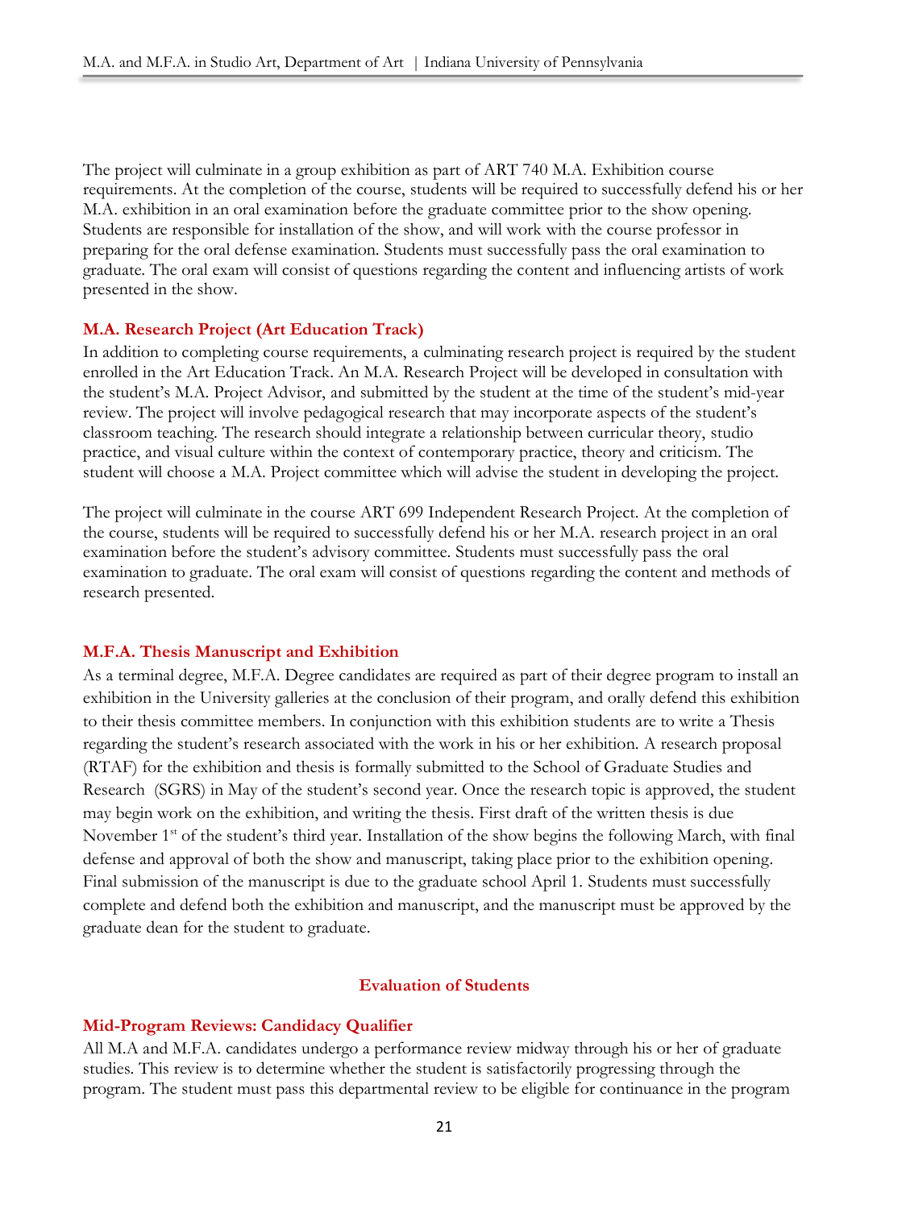The project will culminate in a group exhibition as part of ART 740 M.A. Exhibition course requirements. At the completion of the course, students will be required to successfully defend his or her M.A. exhibition in an oral examination before the graduate committee prior to the show opening. Students are responsible for installation of the show, and will work with the course professor in preparing for the oral defense examination. Students must successfully pass the oral examination to graduate. The oral exam will consist of questions regarding the content and influencing artists of work presented in the show.

### M.A. Research Project (Art Education Track)

In addition to completing course requirements, a culminating research project is required by the student enrolled in the Art Education Track. An M.A. Research Project will be developed in consultation with the student's M.A. Project Advisor, and submitted by the student at the time of the student's mid-year review. The project will involve pedagogical research that may incorporate aspects of the student's classroom teaching. The research should integrate a relationship between curricular theory, studio practice, and visual culture within the context of contemporary practice, theory and criticism. The student will choose a M.A. Project committee which will advise the student in developing the project.

The project will culminate in the course ART 699 Independent Research Project. At the completion of the course, students will be required to successfully defend his or her M.A. research project in an oral examination before the student's advisory committee. Students must successfully pass the oral examination to graduate. The oral exam will consist of questions regarding the content and methods of research presented.

### M.F.A. Thesis Manuscript and Exhibition

As a terminal degree, M.F.A. Degree candidates are required as part of their degree program to install an exhibition in the University galleries at the conclusion of their program, and orally defend this exhibition to their thesis committee members. In conjunction with this exhibition students are to write a Thesis regarding the student's research associated with the work in his or her exhibition. A research proposal (RTAF) for the exhibition and thesis is formally submitted to the School of Graduate Studies and Research (SGRS) in May of the student's second year. Once the research topic is approved, the student may begin work on the exhibition, and writing the thesis. First draft of the written thesis is due November 1st of the student's third year. Installation of the show begins the following March, with final defense and approval of both the show and manuscript, taking place prior to the exhibition opening. Final submission of the manuscript is due to the graduate school April 1. Students must successfully complete and defend both the exhibition and manuscript, and the manuscript must be approved by the graduate dean for the student to graduate.

## Evaluation of Students

### Mid-Program Reviews: Candidacy Qualifier

All M.A and M.F.A. candidates undergo a performance review midway through his or her of graduate studies. This review is to determine whether the student is satisfactorily progressing through the program. The student must pass this departmental review to be eligible for continuance in the program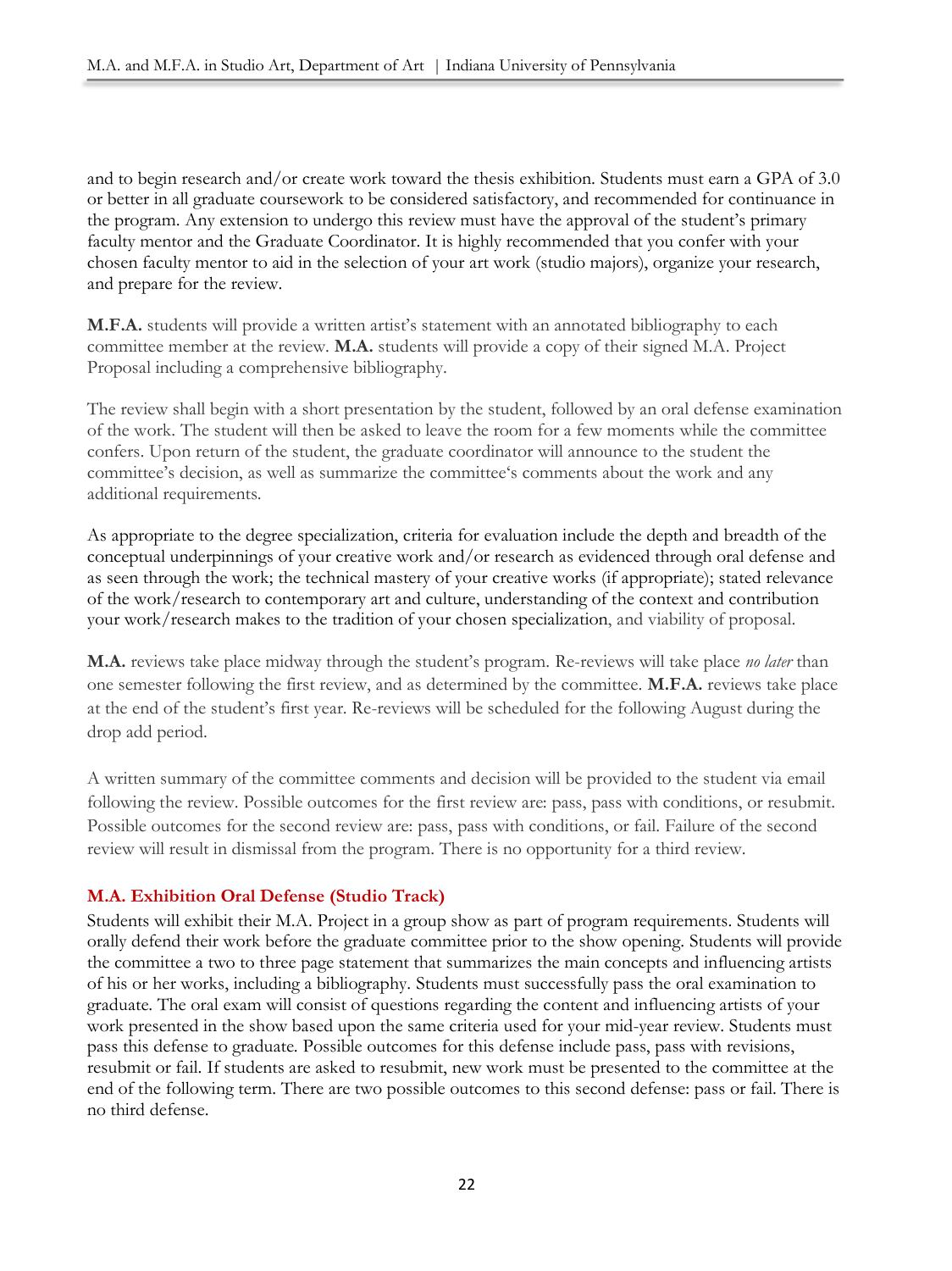and to begin research and/or create work toward the thesis exhibition. Students must earn a GPA of 3.0 or better in all graduate coursework to be considered satisfactory, and recommended for continuance in the program. Any extension to undergo this review must have the approval of the student's primary faculty mentor and the Graduate Coordinator. It is highly recommended that you confer with your chosen faculty mentor to aid in the selection of your art work (studio majors), organize your research, and prepare for the review.

**M.F.A.** students will provide a written artist's statement with an annotated bibliography to each committee member at the review. **M.A.** students will provide a copy of their signed M.A. Project Proposal including a comprehensive bibliography.

The review shall begin with a short presentation by the student, followed by an oral defense examination of the work. The student will then be asked to leave the room for a few moments while the committee confers. Upon return of the student, the graduate coordinator will announce to the student the committee's decision, as well as summarize the committee's comments about the work and any additional requirements.

As appropriate to the degree specialization, criteria for evaluation include the depth and breadth of the conceptual underpinnings of your creative work and/or research as evidenced through oral defense and as seen through the work; the technical mastery of your creative works (if appropriate); stated relevance of the work/research to contemporary art and culture, understanding of the context and contribution your work/research makes to the tradition of your chosen specialization, and viability of proposal.

**M.A.** reviews take place midway through the student's program. Re-reviews will take place *no later* than one semester following the first review, and as determined by the committee. **M.F.A.** reviews take place at the end of the student's first year. Re-reviews will be scheduled for the following August during the drop add period.

A written summary of the committee comments and decision will be provided to the student via email following the review. Possible outcomes for the first review are: pass, pass with conditions, or resubmit. Possible outcomes for the second review are: pass, pass with conditions, or fail. Failure of the second review will result in dismissal from the program. There is no opportunity for a third review.

### M.A. Exhibition Oral Defense (Studio Track)

Students will exhibit their M.A. Project in a group show as part of program requirements. Students will orally defend their work before the graduate committee prior to the show opening. Students will provide the committee a two to three page statement that summarizes the main concepts and influencing artists of his or her works, including a bibliography. Students must successfully pass the oral examination to graduate. The oral exam will consist of questions regarding the content and influencing artists of your work presented in the show based upon the same criteria used for your mid-year review. Students must pass this defense to graduate. Possible outcomes for this defense include pass, pass with revisions, resubmit or fail. If students are asked to resubmit, new work must be presented to the committee at the end of the following term. There are two possible outcomes to this second defense: pass or fail. There is no third defense.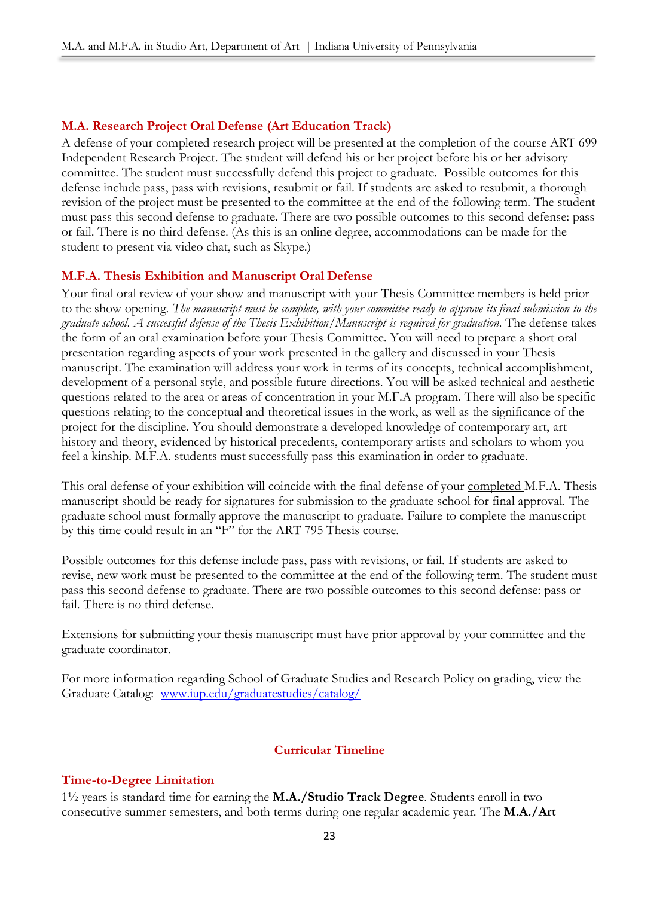### M.A. Research Project Oral Defense (Art Education Track)

A defense of your completed research project will be presented at the completion of the course ART 699 Independent Research Project. The student will defend his or her project before his or her advisory committee. The student must successfully defend this project to graduate. Possible outcomes for this defense include pass, pass with revisions, resubmit or fail. If students are asked to resubmit, a thorough revision of the project must be presented to the committee at the end of the following term. The student must pass this second defense to graduate. There are two possible outcomes to this second defense: pass or fail. There is no third defense. (As this is an online degree, accommodations can be made for the student to present via video chat, such as Skype.)

### M.F.A. Thesis Exhibition and Manuscript Oral Defense

Your final oral review of your show and manuscript with your Thesis Committee members is held prior to the show opening. *The manuscript must be complete, with your committee ready to approve its final submission to the graduate school. A successful defense of the Thesis Exhibition/Manuscript is required for graduation.* The defense takes the form of an oral examination before your Thesis Committee. You will need to prepare a short oral presentation regarding aspects of your work presented in the gallery and discussed in your Thesis manuscript. The examination will address your work in terms of its concepts, technical accomplishment, development of a personal style, and possible future directions. You will be asked technical and aesthetic questions related to the area or areas of concentration in your M.F.A program. There will also be specific questions relating to the conceptual and theoretical issues in the work, as well as the significance of the project for the discipline. You should demonstrate a developed knowledge of contemporary art, art history and theory, evidenced by historical precedents, contemporary artists and scholars to whom you feel a kinship. M.F.A. students must successfully pass this examination in order to graduate.

This oral defense of your exhibition will coincide with the final defense of your completed M.F.A. Thesis manuscript should be ready for signatures for submission to the graduate school for final approval. The graduate school must formally approve the manuscript to graduate. Failure to complete the manuscript by this time could result in an "F" for the ART 795 Thesis course.

Possible outcomes for this defense include pass, pass with revisions, or fail. If students are asked to revise, new work must be presented to the committee at the end of the following term. The student must pass this second defense to graduate. There are two possible outcomes to this second defense: pass or fail. There is no third defense.

Extensions for submitting your thesis manuscript must have prior approval by your committee and the graduate coordinator.

For more information regarding School of Graduate Studies and Research Policy on grading, view the Graduate Catalog: [www.iup.edu/graduatestudies/catalog/](http://www.iup.edu/graduatestudies/catalog/)

## Curricular Timeline

### Time-to-Degree Limitation

1½ years is standard time for earning the **M.A./Studio Track Degree**. Students enroll in two consecutive summer semesters, and both terms during one regular academic year. The **M.A./Art**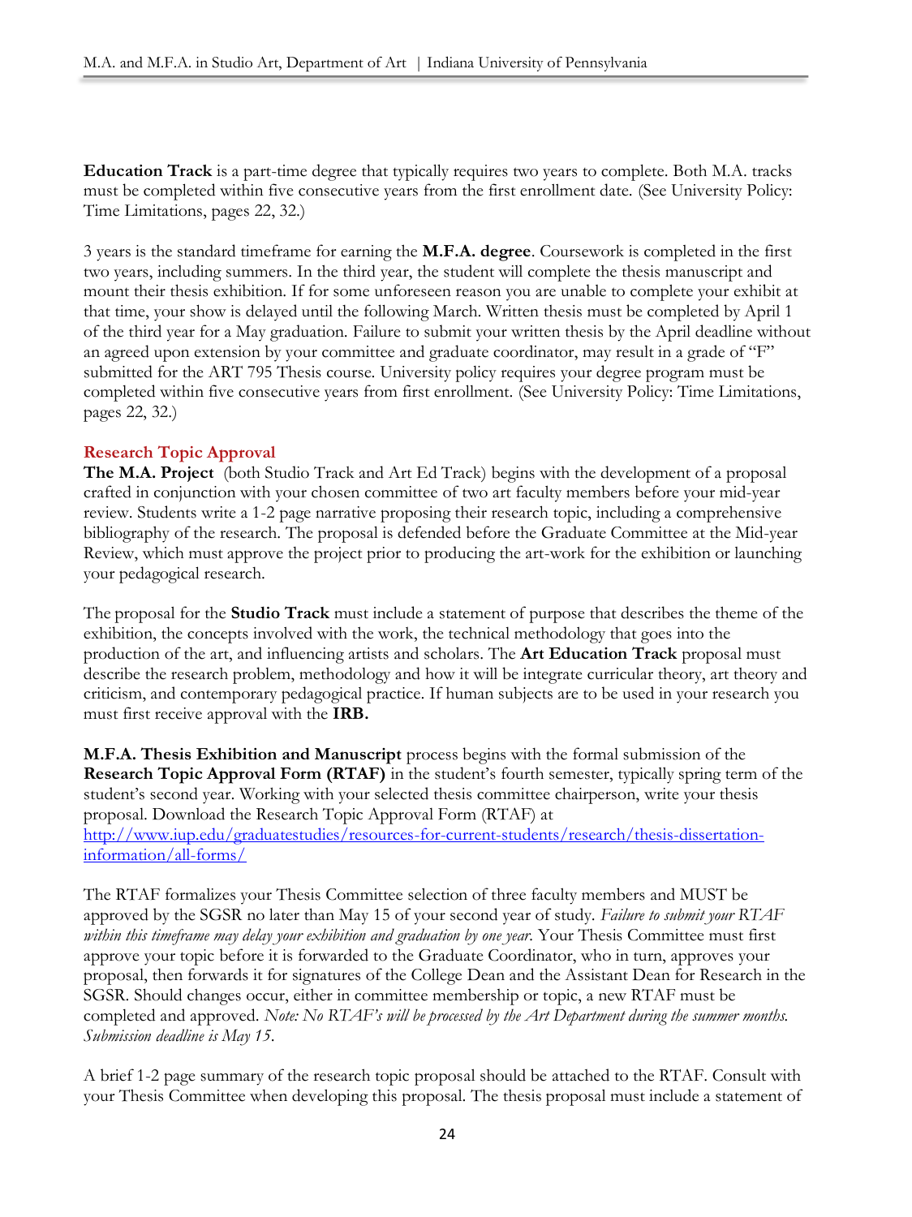**Education Track** is a part-time degree that typically requires two years to complete. Both M.A. tracks must be completed within five consecutive years from the first enrollment date. (See University Policy: Time Limitations, pages 22, 32.)

3 years is the standard timeframe for earning the **M.F.A. degree**. Coursework is completed in the first two years, including summers. In the third year, the student will complete the thesis manuscript and mount their thesis exhibition. If for some unforeseen reason you are unable to complete your exhibit at that time, your show is delayed until the following March. Written thesis must be completed by April 1 of the third year for a May graduation. Failure to submit your written thesis by the April deadline without an agreed upon extension by your committee and graduate coordinator, may result in a grade of "F" submitted for the ART 795 Thesis course. University policy requires your degree program must be completed within five consecutive years from first enrollment. (See University Policy: Time Limitations, pages 22, 32.)

## Research Topic Approval

**The M.A. Project** (both Studio Track and Art Ed Track) begins with the development of a proposal crafted in conjunction with your chosen committee of two art faculty members before your mid-year review. Students write a 1-2 page narrative proposing their research topic, including a comprehensive bibliography of the research. The proposal is defended before the Graduate Committee at the Mid-year Review, which must approve the project prior to producing the art-work for the exhibition or launching your pedagogical research.

The proposal for the **Studio Track** must include a statement of purpose that describes the theme of the exhibition, the concepts involved with the work, the technical methodology that goes into the production of the art, and influencing artists and scholars. The **Art Education Track** proposal must describe the research problem, methodology and how it will be integrate curricular theory, art theory and criticism, and contemporary pedagogical practice. If human subjects are to be used in your research you must first receive approval with the **IRB.**

**M.F.A. Thesis Exhibition and Manuscript** process begins with the formal submission of the **Research Topic Approval Form (RTAF)** in the student's fourth semester, typically spring term of the student's second year. Working with your selected thesis committee chairperson, write your thesis proposal. Download the Research Topic Approval Form (RTAF) at [http://www.iup.edu/graduatestudies/resources-for-current-students/research/thesis-dissertation-information/all-forms/](http://www.iup.edu/graduatestudies/resources-for-current-students/research/thesis-dissertation-information/all-forms/)

The RTAF formalizes your Thesis Committee selection of three faculty members and MUST be approved by the SGSR no later than May 15 of your second year of study. *Failure to submit your RTAF within this timeframe may delay your exhibition and graduation by one year.* Your Thesis Committee must first approve your topic before it is forwarded to the Graduate Coordinator, who in turn, approves your proposal, then forwards it for signatures of the College Dean and the Assistant Dean for Research in the SGSR. Should changes occur, either in committee membership or topic, a new RTAF must be completed and approved. *Note: No RTAF's will be processed by the Art Department during the summer months. Submission deadline is May 15.*

A brief 1-2 page summary of the research topic proposal should be attached to the RTAF. Consult with your Thesis Committee when developing this proposal. The thesis proposal must include a statement of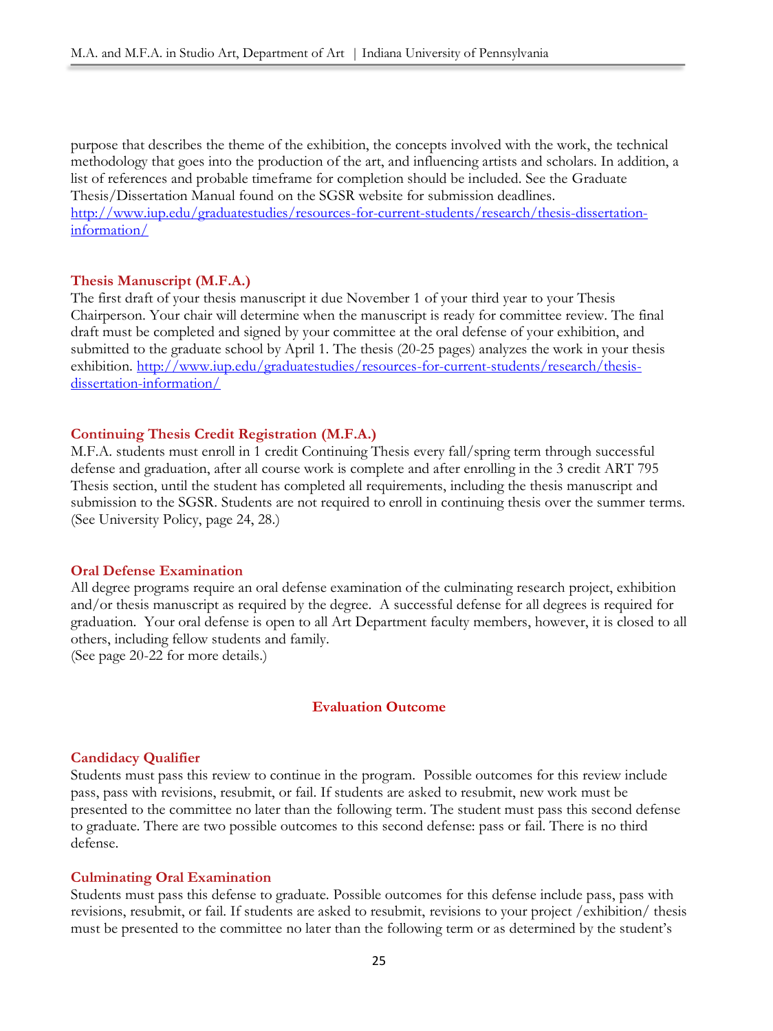purpose that describes the theme of the exhibition, the concepts involved with the work, the technical methodology that goes into the production of the art, and influencing artists and scholars. In addition, a list of references and probable timeframe for completion should be included. See the Graduate Thesis/Dissertation Manual found on the SGSR website for submission deadlines. [http://www.iup.edu/graduatestudies/resources-for-current-students/research/thesis-dissertation-information/](http://www.iup.edu/graduatestudies/resources-for-current-students/research/thesis-dissertation-information/)

### Thesis Manuscript (M.F.A.)

The first draft of your thesis manuscript it due November 1 of your third year to your Thesis Chairperson. Your chair will determine when the manuscript is ready for committee review. The final draft must be completed and signed by your committee at the oral defense of your exhibition, and submitted to the graduate school by April 1. The thesis (20-25 pages) analyzes the work in your thesis exhibition. [http://www.iup.edu/graduatestudies/resources-for-current-students/research/thesis-dissertation-information/](http://www.iup.edu/graduatestudies/resources-for-current-students/research/thesis-dissertation-information/)

### Continuing Thesis Credit Registration (M.F.A.)

M.F.A. students must enroll in 1 credit Continuing Thesis every fall/spring term through successful defense and graduation, after all course work is complete and after enrolling in the 3 credit ART 795 Thesis section, until the student has completed all requirements, including the thesis manuscript and submission to the SGSR. Students are not required to enroll in continuing thesis over the summer terms. (See University Policy, page 24, 28.)

### Oral Defense Examination

All degree programs require an oral defense examination of the culminating research project, exhibition and/or thesis manuscript as required by the degree. A successful defense for all degrees is required for graduation. Your oral defense is open to all Art Department faculty members, however, it is closed to all others, including fellow students and family.
(See page 20-22 for more details.)

## Evaluation Outcome

### Candidacy Qualifier

Students must pass this review to continue in the program. Possible outcomes for this review include pass, pass with revisions, resubmit, or fail. If students are asked to resubmit, new work must be presented to the committee no later than the following term. The student must pass this second defense to graduate. There are two possible outcomes to this second defense: pass or fail. There is no third defense.

### Culminating Oral Examination

Students must pass this defense to graduate. Possible outcomes for this defense include pass, pass with revisions, resubmit, or fail. If students are asked to resubmit, revisions to your project /exhibition/ thesis must be presented to the committee no later than the following term or as determined by the student's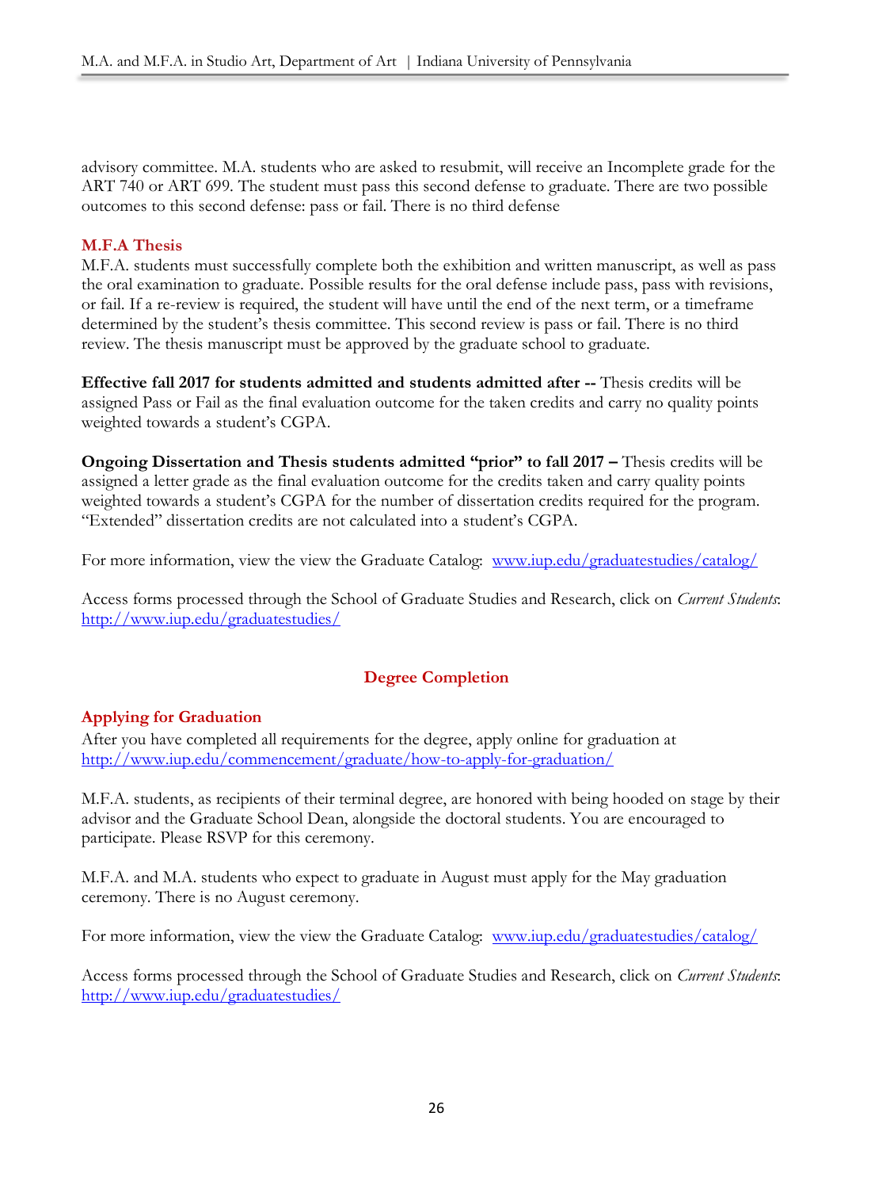advisory committee. M.A. students who are asked to resubmit, will receive an Incomplete grade for the ART 740 or ART 699. The student must pass this second defense to graduate. There are two possible outcomes to this second defense: pass or fail. There is no third defense

### M.F.A Thesis

M.F.A. students must successfully complete both the exhibition and written manuscript, as well as pass the oral examination to graduate. Possible results for the oral defense include pass, pass with revisions, or fail. If a re-review is required, the student will have until the end of the next term, or a timeframe determined by the student's thesis committee. This second review is pass or fail. There is no third review. The thesis manuscript must be approved by the graduate school to graduate.

**Effective fall 2017 for students admitted and students admitted after --** Thesis credits will be assigned Pass or Fail as the final evaluation outcome for the taken credits and carry no quality points weighted towards a student's CGPA.

**Ongoing Dissertation and Thesis students admitted "prior" to fall 2017 –** Thesis credits will be assigned a letter grade as the final evaluation outcome for the credits taken and carry quality points weighted towards a student's CGPA for the number of dissertation credits required for the program. "Extended" dissertation credits are not calculated into a student's CGPA.

For more information, view the view the Graduate Catalog: [www.iup.edu/graduatestudies/catalog/](www.iup.edu/graduatestudies/catalog/)

Access forms processed through the School of Graduate Studies and Research, click on *Current Students*: [http://www.iup.edu/graduatestudies/](http://www.iup.edu/graduatestudies/)

## Degree Completion

### Applying for Graduation

After you have completed all requirements for the degree, apply online for graduation at [http://www.iup.edu/commencement/graduate/how-to-apply-for-graduation/](http://www.iup.edu/commencement/graduate/how-to-apply-for-graduation/)

M.F.A. students, as recipients of their terminal degree, are honored with being hooded on stage by their advisor and the Graduate School Dean, alongside the doctoral students. You are encouraged to participate. Please RSVP for this ceremony.

M.F.A. and M.A. students who expect to graduate in August must apply for the May graduation ceremony. There is no August ceremony.

For more information, view the view the Graduate Catalog: [www.iup.edu/graduatestudies/catalog/](www.iup.edu/graduatestudies/catalog/)

Access forms processed through the School of Graduate Studies and Research, click on *Current Students*: [http://www.iup.edu/graduatestudies/](http://www.iup.edu/graduatestudies/)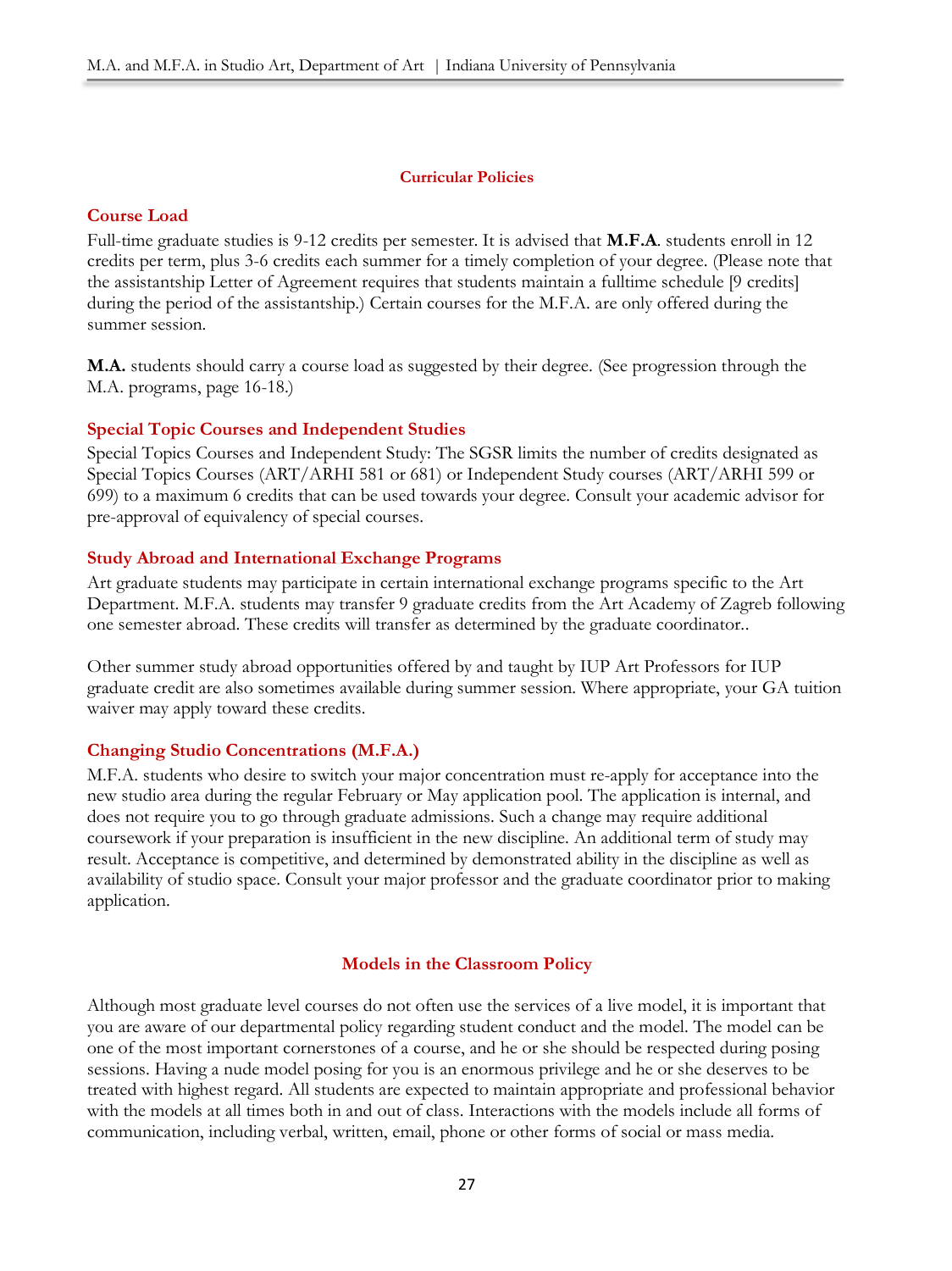## Curricular Policies

### Course Load

Full-time graduate studies is 9-12 credits per semester. It is advised that **M.F.A**. students enroll in 12 credits per term, plus 3-6 credits each summer for a timely completion of your degree. (Please note that the assistantship Letter of Agreement requires that students maintain a fulltime schedule [9 credits] during the period of the assistantship.) Certain courses for the M.F.A. are only offered during the summer session.

**M.A.** students should carry a course load as suggested by their degree. (See progression through the M.A. programs, page 16-18.)

### Special Topic Courses and Independent Studies

Special Topics Courses and Independent Study: The SGSR limits the number of credits designated as Special Topics Courses (ART/ARHI 581 or 681) or Independent Study courses (ART/ARHI 599 or 699) to a maximum 6 credits that can be used towards your degree. Consult your academic advisor for pre-approval of equivalency of special courses.

### Study Abroad and International Exchange Programs

Art graduate students may participate in certain international exchange programs specific to the Art Department. M.F.A. students may transfer 9 graduate credits from the Art Academy of Zagreb following one semester abroad. These credits will transfer as determined by the graduate coordinator..

Other summer study abroad opportunities offered by and taught by IUP Art Professors for IUP graduate credit are also sometimes available during summer session. Where appropriate, your GA tuition waiver may apply toward these credits.

### Changing Studio Concentrations (M.F.A.)

M.F.A. students who desire to switch your major concentration must re-apply for acceptance into the new studio area during the regular February or May application pool. The application is internal, and does not require you to go through graduate admissions. Such a change may require additional coursework if your preparation is insufficient in the new discipline. An additional term of study may result. Acceptance is competitive, and determined by demonstrated ability in the discipline as well as availability of studio space. Consult your major professor and the graduate coordinator prior to making application.

## Models in the Classroom Policy

Although most graduate level courses do not often use the services of a live model, it is important that you are aware of our departmental policy regarding student conduct and the model. The model can be one of the most important cornerstones of a course, and he or she should be respected during posing sessions. Having a nude model posing for you is an enormous privilege and he or she deserves to be treated with highest regard. All students are expected to maintain appropriate and professional behavior with the models at all times both in and out of class. Interactions with the models include all forms of communication, including verbal, written, email, phone or other forms of social or mass media.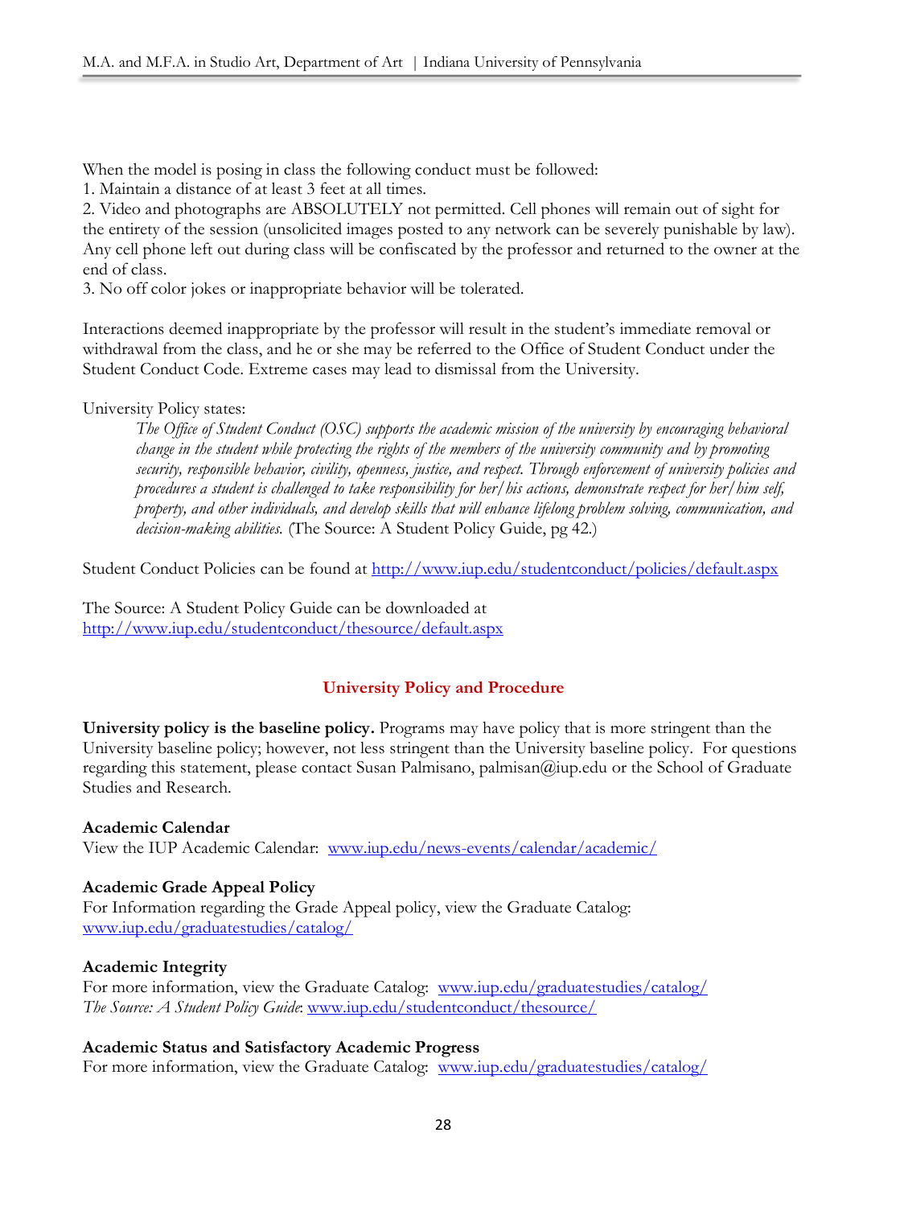When the model is posing in class the following conduct must be followed:
1. Maintain a distance of at least 3 feet at all times.
2. Video and photographs are ABSOLUTELY not permitted. Cell phones will remain out of sight for the entirety of the session (unsolicited images posted to any network can be severely punishable by law). Any cell phone left out during class will be confiscated by the professor and returned to the owner at the end of class.
3. No off color jokes or inappropriate behavior will be tolerated.

Interactions deemed inappropriate by the professor will result in the student's immediate removal or withdrawal from the class, and he or she may be referred to the Office of Student Conduct under the Student Conduct Code. Extreme cases may lead to dismissal from the University.

University Policy states:

> *The Office of Student Conduct (OSC) supports the academic mission of the university by encouraging behavioral change in the student while protecting the rights of the members of the university community and by promoting security, responsible behavior, civility, openness, justice, and respect. Through enforcement of university policies and procedures a student is challenged to take responsibility for her/his actions, demonstrate respect for her/him self, property, and other individuals, and develop skills that will enhance lifelong problem solving, communication, and decision-making abilities.* (The Source: A Student Policy Guide, pg 42.)

Student Conduct Policies can be found at http://www.iup.edu/studentconduct/policies/default.aspx

The Source: A Student Policy Guide can be downloaded at http://www.iup.edu/studentconduct/thesource/default.aspx

## University Policy and Procedure

**University policy is the baseline policy.** Programs may have policy that is more stringent than the University baseline policy; however, not less stringent than the University baseline policy. For questions regarding this statement, please contact Susan Palmisano, palmisan@iup.edu or the School of Graduate Studies and Research.

### Academic Calendar

View the IUP Academic Calendar: www.iup.edu/news-events/calendar/academic/

### Academic Grade Appeal Policy

For Information regarding the Grade Appeal policy, view the Graduate Catalog: www.iup.edu/graduatestudies/catalog/

### Academic Integrity

For more information, view the Graduate Catalog: www.iup.edu/graduatestudies/catalog/
*The Source: A Student Policy Guide*: www.iup.edu/studentconduct/thesource/

### Academic Status and Satisfactory Academic Progress

For more information, view the Graduate Catalog: www.iup.edu/graduatestudies/catalog/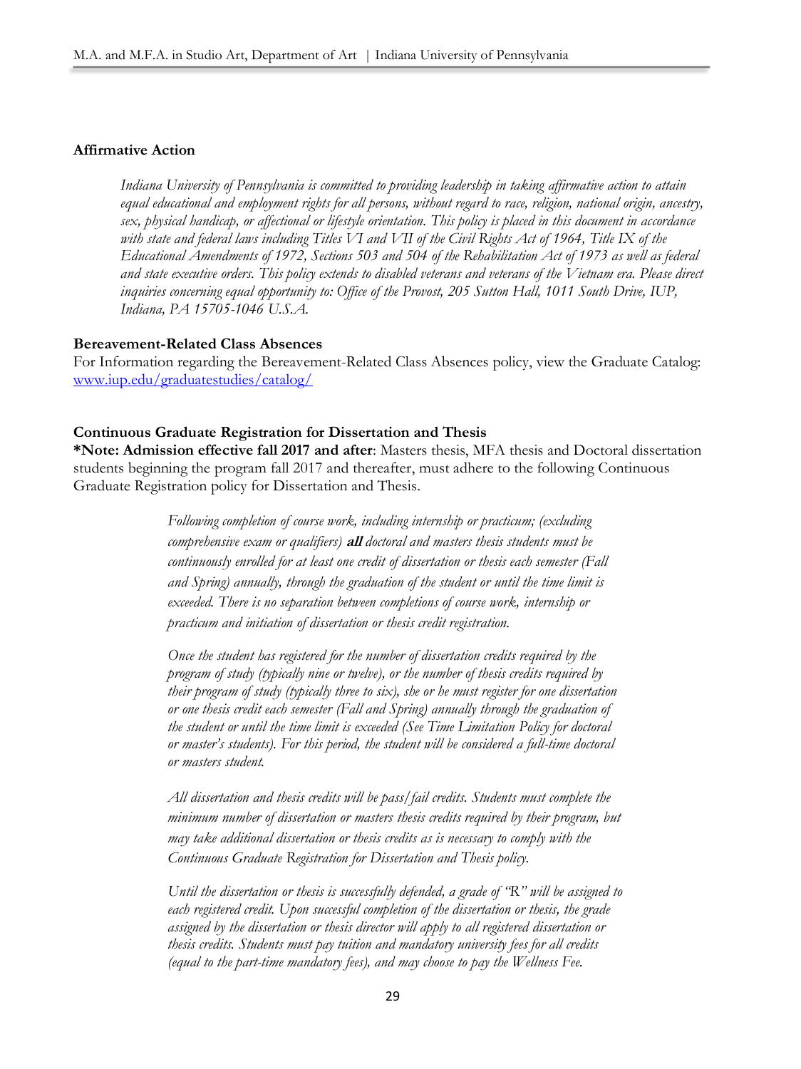**Affirmative Action**

> *Indiana University of Pennsylvania is committed to providing leadership in taking affirmative action to attain equal educational and employment rights for all persons, without regard to race, religion, national origin, ancestry, sex, physical handicap, or affectional or lifestyle orientation. This policy is placed in this document in accordance with state and federal laws including Titles VI and VII of the Civil Rights Act of 1964, Title IX of the Educational Amendments of 1972, Sections 503 and 504 of the Rehabilitation Act of 1973 as well as federal and state executive orders. This policy extends to disabled veterans and veterans of the Vietnam era. Please direct inquiries concerning equal opportunity to: Office of the Provost, 205 Sutton Hall, 1011 South Drive, IUP, Indiana, PA 15705-1046 U.S.A.*

**Bereavement-Related Class Absences**

For Information regarding the Bereavement-Related Class Absences policy, view the Graduate Catalog: [www.iup.edu/graduatestudies/catalog/](www.iup.edu/graduatestudies/catalog/)

**Continuous Graduate Registration for Dissertation and Thesis**

***Note: Admission effective fall 2017 and after**: Masters thesis, MFA thesis and Doctoral dissertation students beginning the program fall 2017 and thereafter, must adhere to the following Continuous Graduate Registration policy for Dissertation and Thesis.

> *Following completion of course work, including internship or practicum; (excluding comprehensive exam or qualifiers)* ***all*** *doctoral and masters thesis students must be continuously enrolled for at least one credit of dissertation or thesis each semester (Fall and Spring) annually, through the graduation of the student or until the time limit is exceeded. There is no separation between completions of course work, internship or practicum and initiation of dissertation or thesis credit registration.*
>
> *Once the student has registered for the number of dissertation credits required by the program of study (typically nine or twelve), or the number of thesis credits required by their program of study (typically three to six), she or he must register for one dissertation or one thesis credit each semester (Fall and Spring) annually through the graduation of the student or until the time limit is exceeded (See Time Limitation Policy for doctoral or master's students). For this period, the student will be considered a full-time doctoral or masters student.*
>
> *All dissertation and thesis credits will be pass/fail credits. Students must complete the minimum number of dissertation or masters thesis credits required by their program, but may take additional dissertation or thesis credits as is necessary to comply with the Continuous Graduate Registration for Dissertation and Thesis policy.*
>
> *Until the dissertation or thesis is successfully defended, a grade of "R" will be assigned to each registered credit. Upon successful completion of the dissertation or thesis, the grade assigned by the dissertation or thesis director will apply to all registered dissertation or thesis credits. Students must pay tuition and mandatory university fees for all credits (equal to the part-time mandatory fees), and may choose to pay the Wellness Fee.*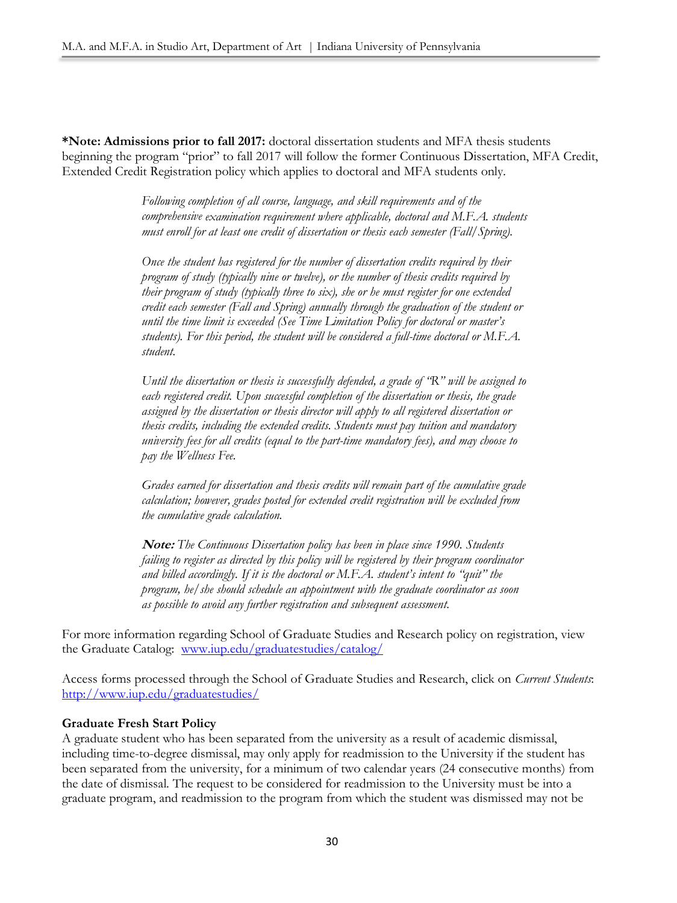**\*Note: Admissions prior to fall 2017:** doctoral dissertation students and MFA thesis students beginning the program "prior" to fall 2017 will follow the former Continuous Dissertation, MFA Credit, Extended Credit Registration policy which applies to doctoral and MFA students only.

> *Following completion of all course, language, and skill requirements and of the comprehensive examination requirement where applicable, doctoral and M.F.A. students must enroll for at least one credit of dissertation or thesis each semester (Fall/Spring).*
>
> *Once the student has registered for the number of dissertation credits required by their program of study (typically nine or twelve), or the number of thesis credits required by their program of study (typically three to six), she or he must register for one extended credit each semester (Fall and Spring) annually through the graduation of the student or until the time limit is exceeded (See Time Limitation Policy for doctoral or master's students). For this period, the student will be considered a full-time doctoral or M.F.A. student.*
>
> *Until the dissertation or thesis is successfully defended, a grade of "R" will be assigned to each registered credit. Upon successful completion of the dissertation or thesis, the grade assigned by the dissertation or thesis director will apply to all registered dissertation or thesis credits, including the extended credits. Students must pay tuition and mandatory university fees for all credits (equal to the part-time mandatory fees), and may choose to pay the Wellness Fee.*
>
> *Grades earned for dissertation and thesis credits will remain part of the cumulative grade calculation; however, grades posted for extended credit registration will be excluded from the cumulative grade calculation.*
>
> ***Note:** The Continuous Dissertation policy has been in place since 1990. Students failing to register as directed by this policy will be registered by their program coordinator and billed accordingly. If it is the doctoral or M.F.A. student's intent to "quit" the program, he/she should schedule an appointment with the graduate coordinator as soon as possible to avoid any further registration and subsequent assessment.*

For more information regarding School of Graduate Studies and Research policy on registration, view the Graduate Catalog: [www.iup.edu/graduatestudies/catalog/](www.iup.edu/graduatestudies/catalog/)

Access forms processed through the School of Graduate Studies and Research, click on *Current Students*: [http://www.iup.edu/graduatestudies/](http://www.iup.edu/graduatestudies/)

**Graduate Fresh Start Policy**

A graduate student who has been separated from the university as a result of academic dismissal, including time-to-degree dismissal, may only apply for readmission to the University if the student has been separated from the university, for a minimum of two calendar years (24 consecutive months) from the date of dismissal. The request to be considered for readmission to the University must be into a graduate program, and readmission to the program from which the student was dismissed may not be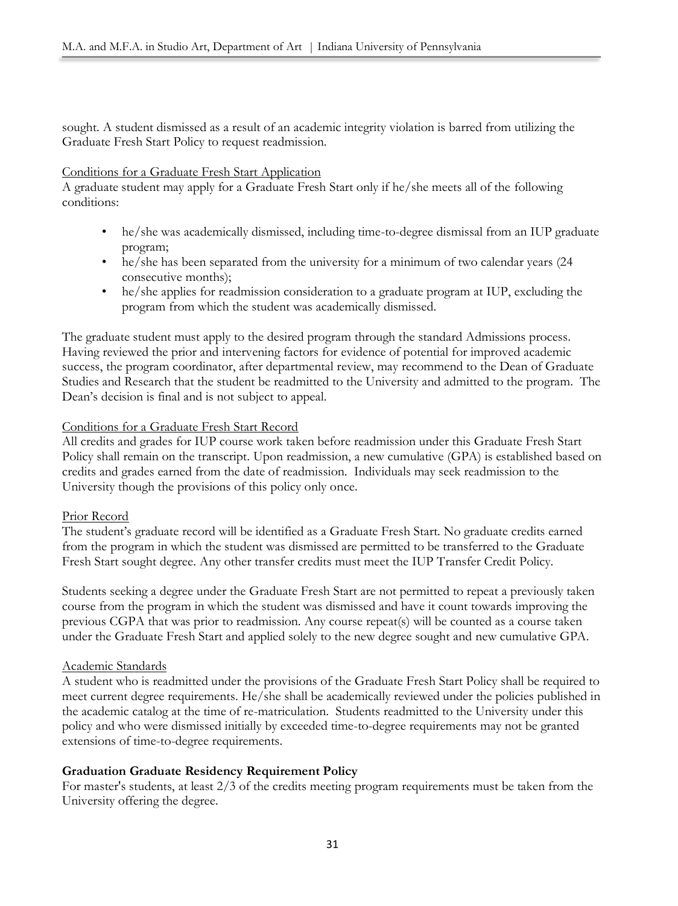sought. A student dismissed as a result of an academic integrity violation is barred from utilizing the Graduate Fresh Start Policy to request readmission.

Conditions for a Graduate Fresh Start Application

A graduate student may apply for a Graduate Fresh Start only if he/she meets all of the following conditions:

- he/she was academically dismissed, including time-to-degree dismissal from an IUP graduate program;
- he/she has been separated from the university for a minimum of two calendar years (24 consecutive months);
- he/she applies for readmission consideration to a graduate program at IUP, excluding the program from which the student was academically dismissed.

The graduate student must apply to the desired program through the standard Admissions process. Having reviewed the prior and intervening factors for evidence of potential for improved academic success, the program coordinator, after departmental review, may recommend to the Dean of Graduate Studies and Research that the student be readmitted to the University and admitted to the program. The Dean's decision is final and is not subject to appeal.

Conditions for a Graduate Fresh Start Record

All credits and grades for IUP course work taken before readmission under this Graduate Fresh Start Policy shall remain on the transcript. Upon readmission, a new cumulative (GPA) is established based on credits and grades earned from the date of readmission. Individuals may seek readmission to the University though the provisions of this policy only once.

Prior Record

The student's graduate record will be identified as a Graduate Fresh Start. No graduate credits earned from the program in which the student was dismissed are permitted to be transferred to the Graduate Fresh Start sought degree. Any other transfer credits must meet the IUP Transfer Credit Policy.

Students seeking a degree under the Graduate Fresh Start are not permitted to repeat a previously taken course from the program in which the student was dismissed and have it count towards improving the previous CGPA that was prior to readmission. Any course repeat(s) will be counted as a course taken under the Graduate Fresh Start and applied solely to the new degree sought and new cumulative GPA.

Academic Standards

A student who is readmitted under the provisions of the Graduate Fresh Start Policy shall be required to meet current degree requirements. He/she shall be academically reviewed under the policies published in the academic catalog at the time of re-matriculation. Students readmitted to the University under this policy and who were dismissed initially by exceeded time-to-degree requirements may not be granted extensions of time-to-degree requirements.

**Graduation Graduate Residency Requirement Policy**

For master's students, at least 2/3 of the credits meeting program requirements must be taken from the University offering the degree.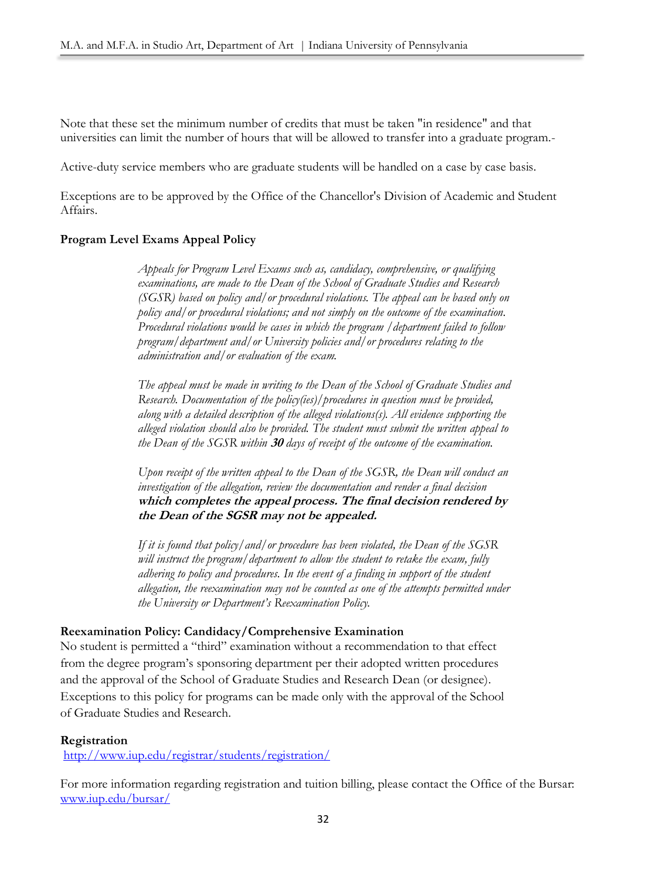Note that these set the minimum number of credits that must be taken "in residence" and that universities can limit the number of hours that will be allowed to transfer into a graduate program.-

Active-duty service members who are graduate students will be handled on a case by case basis.

Exceptions are to be approved by the Office of the Chancellor's Division of Academic and Student Affairs.

**Program Level Exams Appeal Policy**

> *Appeals for Program Level Exams such as, candidacy, comprehensive, or qualifying examinations, are made to the Dean of the School of Graduate Studies and Research (SGSR) based on policy and/or procedural violations. The appeal can be based only on policy and/or procedural violations; and not simply on the outcome of the examination. Procedural violations would be cases in which the program /department failed to follow program/department and/or University policies and/or procedures relating to the administration and/or evaluation of the exam.*
>
> *The appeal must be made in writing to the Dean of the School of Graduate Studies and Research. Documentation of the policy(ies)/procedures in question must be provided, along with a detailed description of the alleged violations(s). All evidence supporting the alleged violation should also be provided. The student must submit the written appeal to the Dean of the SGSR within* ***30*** *days of receipt of the outcome of the examination.*
>
> *Upon receipt of the written appeal to the Dean of the SGSR, the Dean will conduct an investigation of the allegation, review the documentation and render a final decision* ***which completes the appeal process. The final decision rendered by the Dean of the SGSR may not be appealed.***
>
> *If it is found that policy/and/or procedure has been violated, the Dean of the SGSR will instruct the program/department to allow the student to retake the exam, fully adhering to policy and procedures. In the event of a finding in support of the student allegation, the reexamination may not be counted as one of the attempts permitted under the University or Department's Reexamination Policy.*

**Reexamination Policy: Candidacy/Comprehensive Examination**

No student is permitted a "third" examination without a recommendation to that effect from the degree program's sponsoring department per their adopted written procedures and the approval of the School of Graduate Studies and Research Dean (or designee). Exceptions to this policy for programs can be made only with the approval of the School of Graduate Studies and Research.

**Registration**

[http://www.iup.edu/registrar/students/registration/](http://www.iup.edu/registrar/students/registration/)

For more information regarding registration and tuition billing, please contact the Office of the Bursar: [www.iup.edu/bursar/](http://www.iup.edu/bursar/)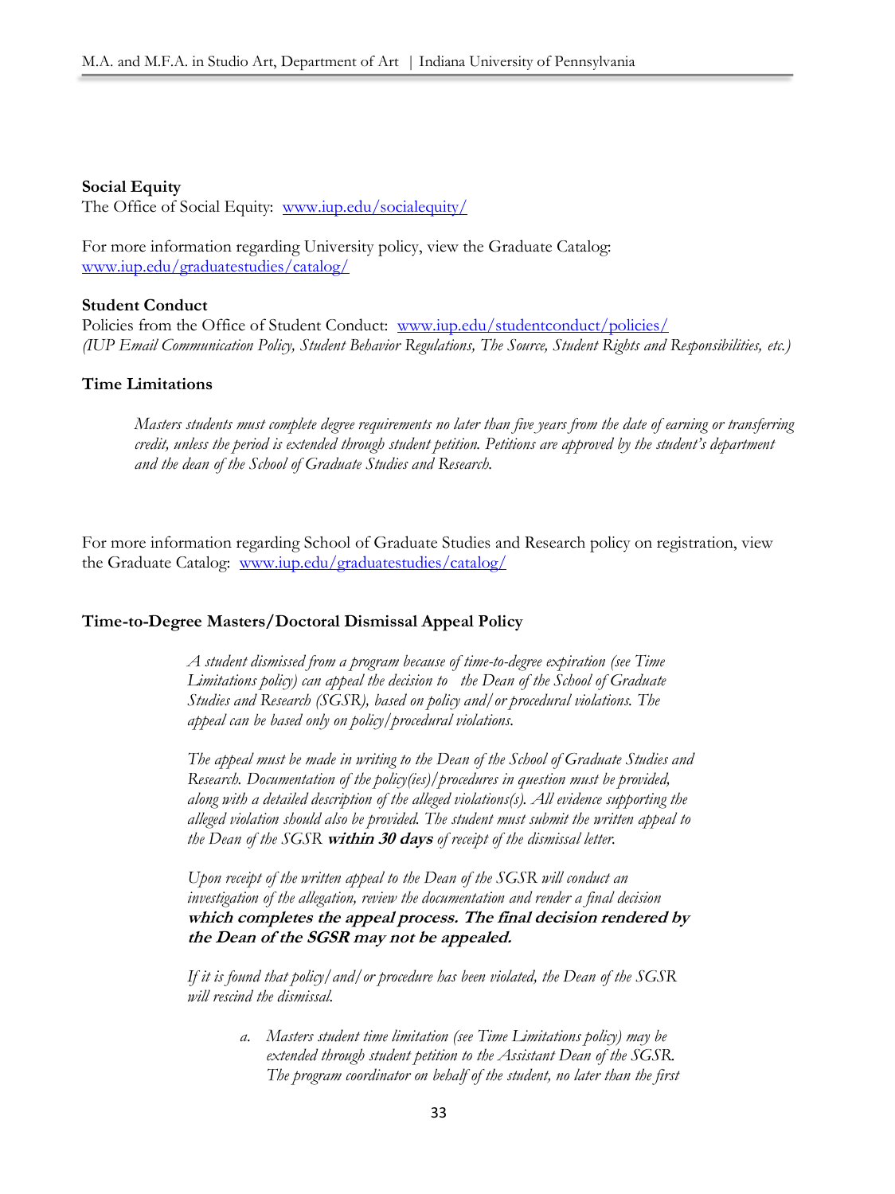**Social Equity**
The Office of Social Equity: [www.iup.edu/socialequity/](www.iup.edu/socialequity/)

For more information regarding University policy, view the Graduate Catalog: [www.iup.edu/graduatestudies/catalog/](www.iup.edu/graduatestudies/catalog/)

**Student Conduct**
Policies from the Office of Student Conduct: [www.iup.edu/studentconduct/policies/](www.iup.edu/studentconduct/policies/)
*(IUP Email Communication Policy, Student Behavior Regulations, The Source, Student Rights and Responsibilities, etc.)*

**Time Limitations**

> *Masters students must complete degree requirements no later than five years from the date of earning or transferring credit, unless the period is extended through student petition. Petitions are approved by the student's department and the dean of the School of Graduate Studies and Research.*

For more information regarding School of Graduate Studies and Research policy on registration, view the Graduate Catalog: [www.iup.edu/graduatestudies/catalog/](www.iup.edu/graduatestudies/catalog/)

**Time-to-Degree Masters/Doctoral Dismissal Appeal Policy**

> *A student dismissed from a program because of time-to-degree expiration (see Time Limitations policy) can appeal the decision to the Dean of the School of Graduate Studies and Research (SGSR), based on policy and/or procedural violations. The appeal can be based only on policy/procedural violations.*
>
> *The appeal must be made in writing to the Dean of the School of Graduate Studies and Research. Documentation of the policy(ies)/procedures in question must be provided, along with a detailed description of the alleged violations(s). All evidence supporting the alleged violation should also be provided. The student must submit the written appeal to the Dean of the SGSR* ***within 30 days*** *of receipt of the dismissal letter.*
>
> *Upon receipt of the written appeal to the Dean of the SGSR will conduct an investigation of the allegation, review the documentation and render a final decision* ***which completes the appeal process. The final decision rendered by the Dean of the SGSR may not be appealed.***
>
> *If it is found that policy/and/or procedure has been violated, the Dean of the SGSR will rescind the dismissal.*
>
> a. *Masters student time limitation (see Time Limitations policy) may be extended through student petition to the Assistant Dean of the SGSR. The program coordinator on behalf of the student, no later than the first*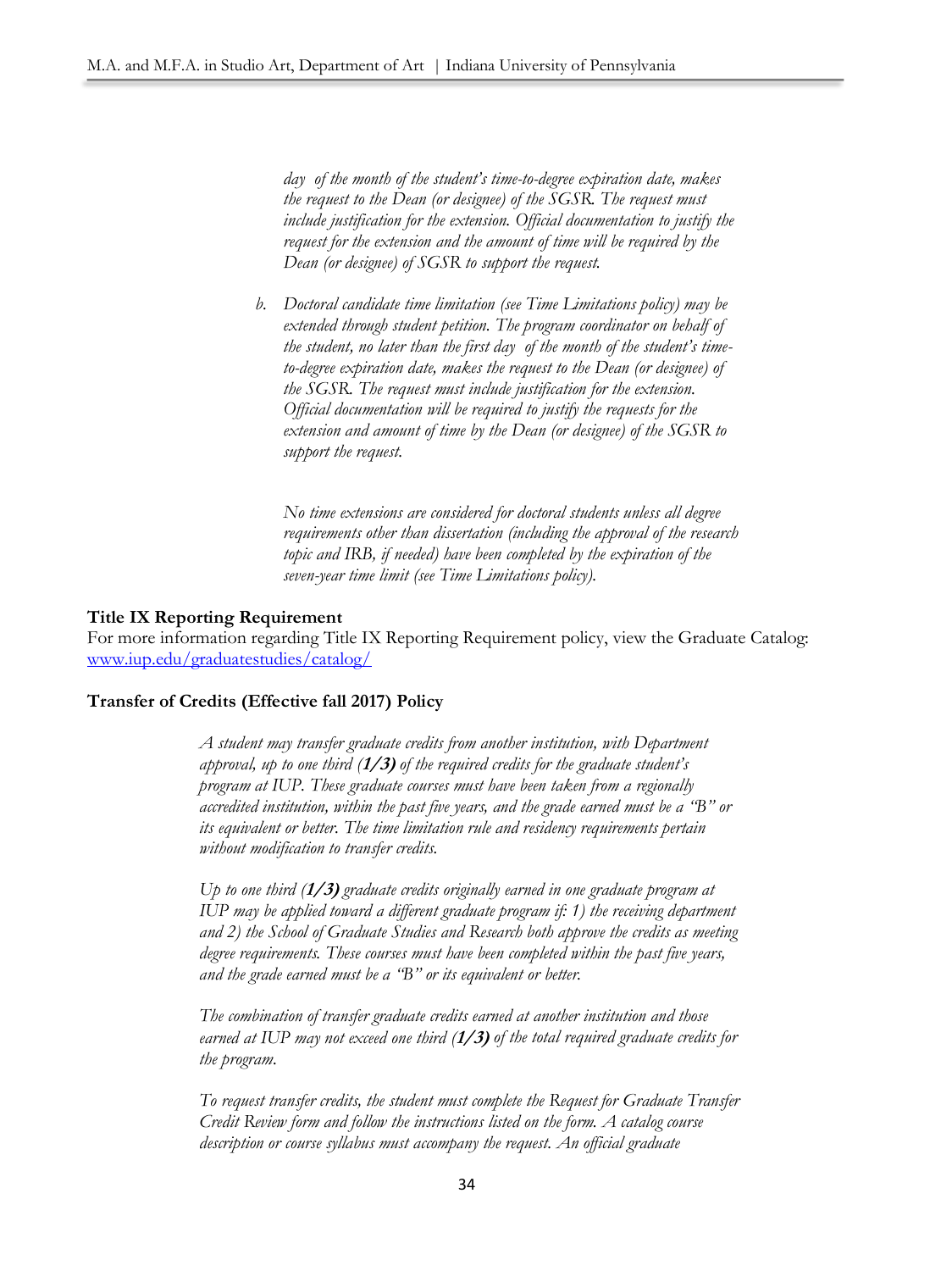*day of the month of the student's time-to-degree expiration date, makes the request to the Dean (or designee) of the SGSR. The request must include justification for the extension. Official documentation to justify the request for the extension and the amount of time will be required by the Dean (or designee) of SGSR to support the request.*

b. *Doctoral candidate time limitation (see Time Limitations policy) may be extended through student petition. The program coordinator on behalf of the student, no later than the first day of the month of the student's time-to-degree expiration date, makes the request to the Dean (or designee) of the SGSR. The request must include justification for the extension. Official documentation will be required to justify the requests for the extension and amount of time by the Dean (or designee) of the SGSR to support the request.*

*No time extensions are considered for doctoral students unless all degree requirements other than dissertation (including the approval of the research topic and IRB, if needed) have been completed by the expiration of the seven-year time limit (see Time Limitations policy).*

**Title IX Reporting Requirement**

For more information regarding Title IX Reporting Requirement policy, view the Graduate Catalog: [www.iup.edu/graduatestudies/catalog/](www.iup.edu/graduatestudies/catalog/)

**Transfer of Credits (Effective fall 2017) Policy**

*A student may transfer graduate credits from another institution, with Department approval, up to one third (**1/3**) of the required credits for the graduate student's program at IUP. These graduate courses must have been taken from a regionally accredited institution, within the past five years, and the grade earned must be a "B" or its equivalent or better. The time limitation rule and residency requirements pertain without modification to transfer credits.*

*Up to one third (**1/3**) graduate credits originally earned in one graduate program at IUP may be applied toward a different graduate program if: 1) the receiving department and 2) the School of Graduate Studies and Research both approve the credits as meeting degree requirements. These courses must have been completed within the past five years, and the grade earned must be a "B" or its equivalent or better.*

*The combination of transfer graduate credits earned at another institution and those earned at IUP may not exceed one third (**1/3**) of the total required graduate credits for the program.*

*To request transfer credits, the student must complete the Request for Graduate Transfer Credit Review form and follow the instructions listed on the form. A catalog course description or course syllabus must accompany the request. An official graduate*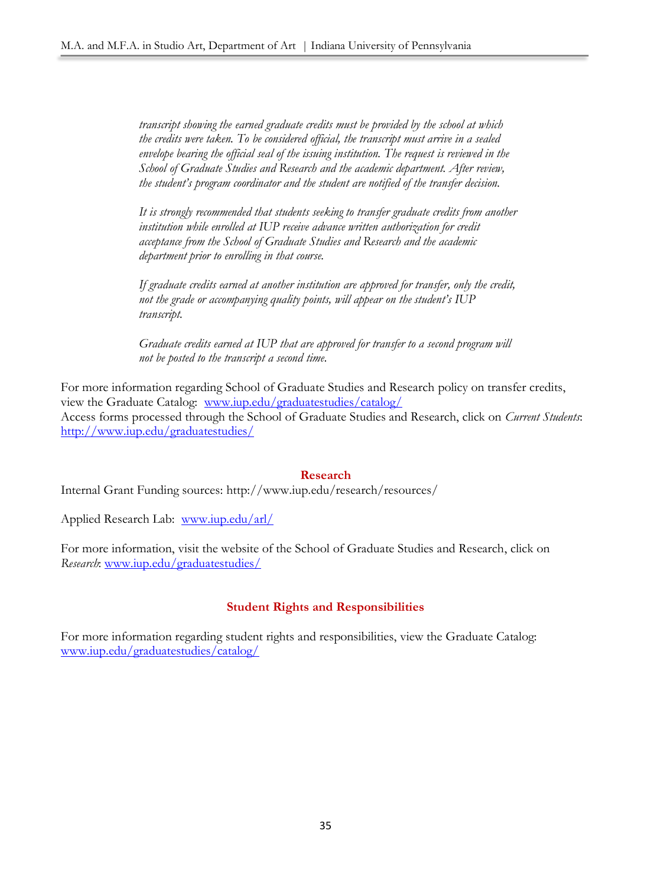*transcript showing the earned graduate credits must be provided by the school at which the credits were taken. To be considered official, the transcript must arrive in a sealed envelope bearing the official seal of the issuing institution. The request is reviewed in the School of Graduate Studies and Research and the academic department. After review, the student's program coordinator and the student are notified of the transfer decision.*

*It is strongly recommended that students seeking to transfer graduate credits from another institution while enrolled at IUP receive advance written authorization for credit acceptance from the School of Graduate Studies and Research and the academic department prior to enrolling in that course.*

*If graduate credits earned at another institution are approved for transfer, only the credit, not the grade or accompanying quality points, will appear on the student's IUP transcript.*

*Graduate credits earned at IUP that are approved for transfer to a second program will not be posted to the transcript a second time.*

For more information regarding School of Graduate Studies and Research policy on transfer credits, view the Graduate Catalog: [www.iup.edu/graduatestudies/catalog/](www.iup.edu/graduatestudies/catalog/)
Access forms processed through the School of Graduate Studies and Research, click on *Current Students*: [http://www.iup.edu/graduatestudies/](http://www.iup.edu/graduatestudies/)

## Research

Internal Grant Funding sources: http://www.iup.edu/research/resources/

Applied Research Lab: [www.iup.edu/arl/](www.iup.edu/arl/)

For more information, visit the website of the School of Graduate Studies and Research, click on *Research*: [www.iup.edu/graduatestudies/](www.iup.edu/graduatestudies/)

## Student Rights and Responsibilities

For more information regarding student rights and responsibilities, view the Graduate Catalog: [www.iup.edu/graduatestudies/catalog/](www.iup.edu/graduatestudies/catalog/)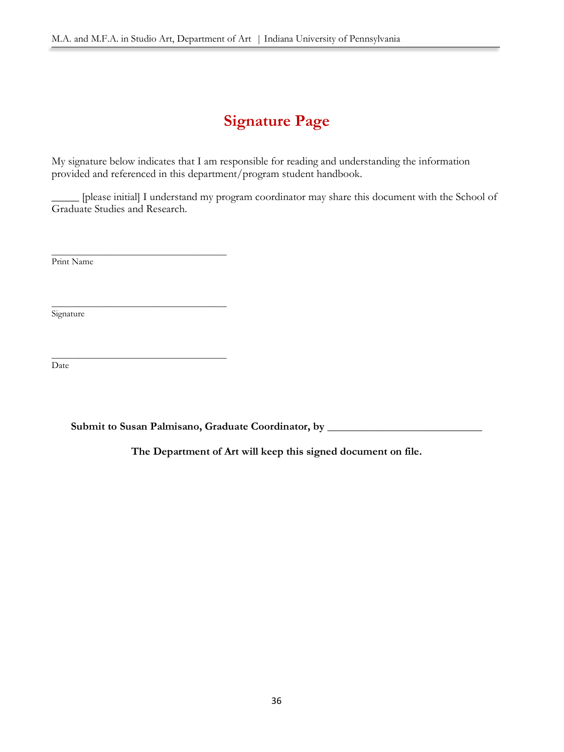# Signature Page

My signature below indicates that I am responsible for reading and understanding the information provided and referenced in this department/program student handbook.

_____ [please initial] I understand my program coordinator may share this document with the School of Graduate Studies and Research.

___________________________________

Print Name

___________________________________

Signature

___________________________________

Date

**Submit to Susan Palmisano, Graduate Coordinator, by ____________________________**

**The Department of Art will keep this signed document on file.**